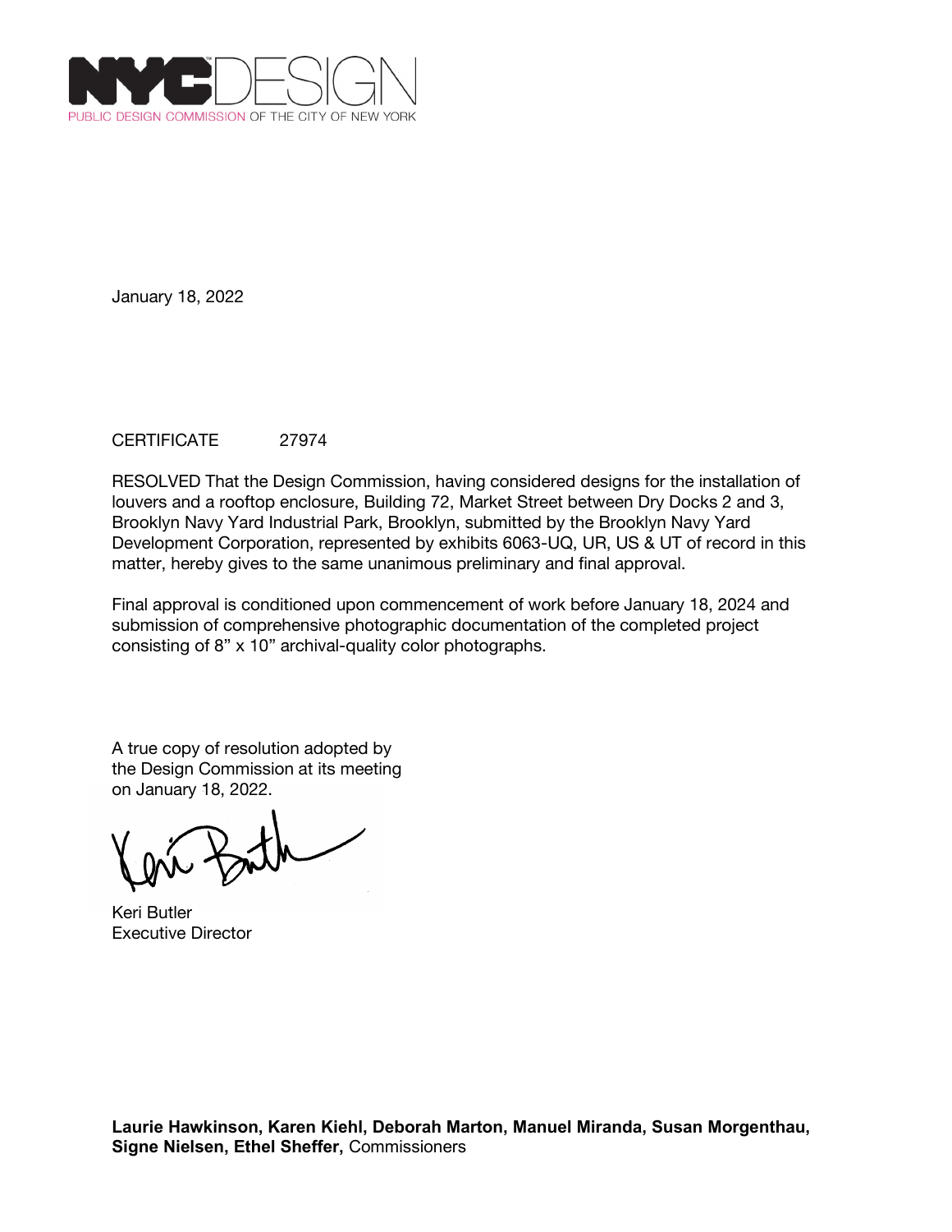NYC DESIGN

PUBLIC DESIGN COMMISSION OF THE CITY OF NEW YORK

January 18, 2022

CERTIFICATE 27974

RESOLVED That the Design Commission, having considered designs for the installation of louvers and a rooftop enclosure, Building 72, Market Street between Dry Docks 2 and 3, Brooklyn Navy Yard Industrial Park, Brooklyn, submitted by the Brooklyn Navy Yard Development Corporation, represented by exhibits 6063-UQ, UR, US & UT of record in this matter, hereby gives to the same unanimous preliminary and final approval.

Final approval is conditioned upon commencement of work before January 18, 2024 and submission of comprehensive photographic documentation of the completed project consisting of 8" x 10" archival-quality color photographs.

A true copy of resolution adopted by the Design Commission at its meeting on January 18, 2022.

Keri Butler
Executive Director

**Laurie Hawkinson, Karen Kiehl, Deborah Marton, Manuel Miranda, Susan Morgenthau, Signe Nielsen, Ethel Sheffer,** Commissioners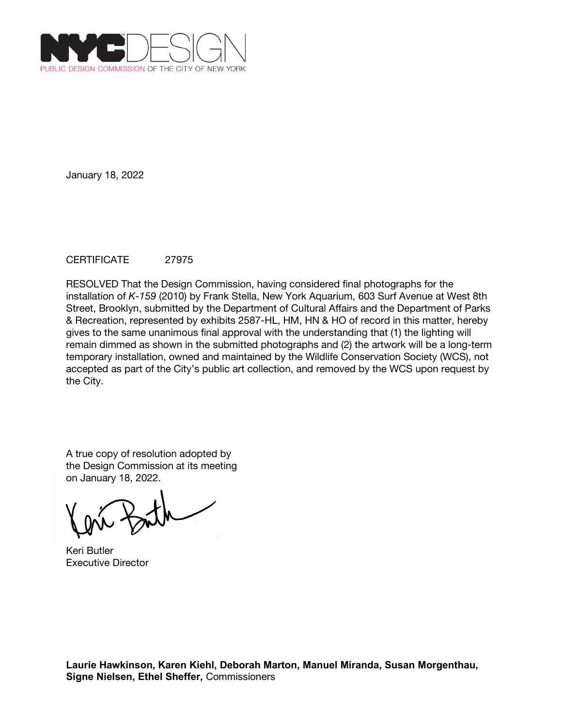NYCDESIGN
PUBLIC DESIGN COMMISSION OF THE CITY OF NEW YORK

January 18, 2022

CERTIFICATE 27975

RESOLVED That the Design Commission, having considered final photographs for the installation of *K-159* (2010) by Frank Stella, New York Aquarium, 603 Surf Avenue at West 8th Street, Brooklyn, submitted by the Department of Cultural Affairs and the Department of Parks & Recreation, represented by exhibits 2587-HL, HM, HN & HO of record in this matter, hereby gives to the same unanimous final approval with the understanding that (1) the lighting will remain dimmed as shown in the submitted photographs and (2) the artwork will be a long-term temporary installation, owned and maintained by the Wildlife Conservation Society (WCS), not accepted as part of the City's public art collection, and removed by the WCS upon request by the City.

A true copy of resolution adopted by the Design Commission at its meeting on January 18, 2022.

Keri Butler
Executive Director

**Laurie Hawkinson, Karen Kiehl, Deborah Marton, Manuel Miranda, Susan Morgenthau, Signe Nielsen, Ethel Sheffer,** Commissioners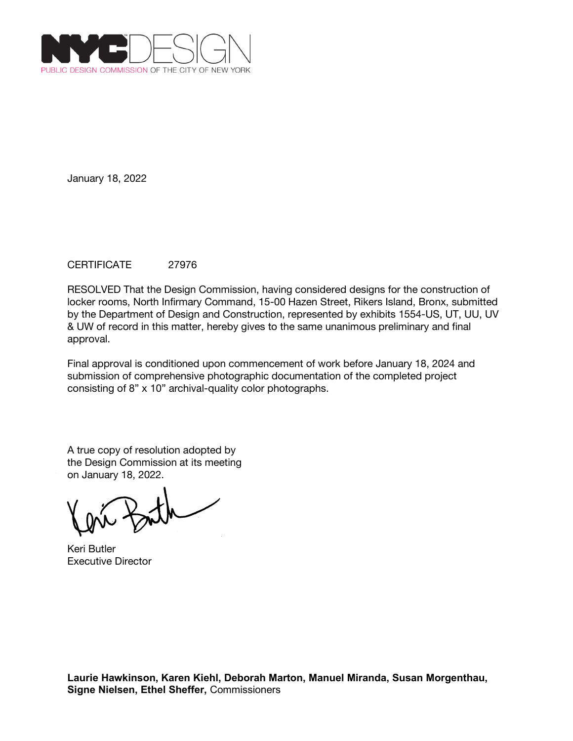NYC DESIGN
PUBLIC DESIGN COMMISSION OF THE CITY OF NEW YORK

January 18, 2022

CERTIFICATE 27976

RESOLVED That the Design Commission, having considered designs for the construction of locker rooms, North Infirmary Command, 15-00 Hazen Street, Rikers Island, Bronx, submitted by the Department of Design and Construction, represented by exhibits 1554-US, UT, UU, UV & UW of record in this matter, hereby gives to the same unanimous preliminary and final approval.

Final approval is conditioned upon commencement of work before January 18, 2024 and submission of comprehensive photographic documentation of the completed project consisting of 8" x 10" archival-quality color photographs.

A true copy of resolution adopted by the Design Commission at its meeting on January 18, 2022.

Keri Butler
Executive Director

**Laurie Hawkinson, Karen Kiehl, Deborah Marton, Manuel Miranda, Susan Morgenthau, Signe Nielsen, Ethel Sheffer,** Commissioners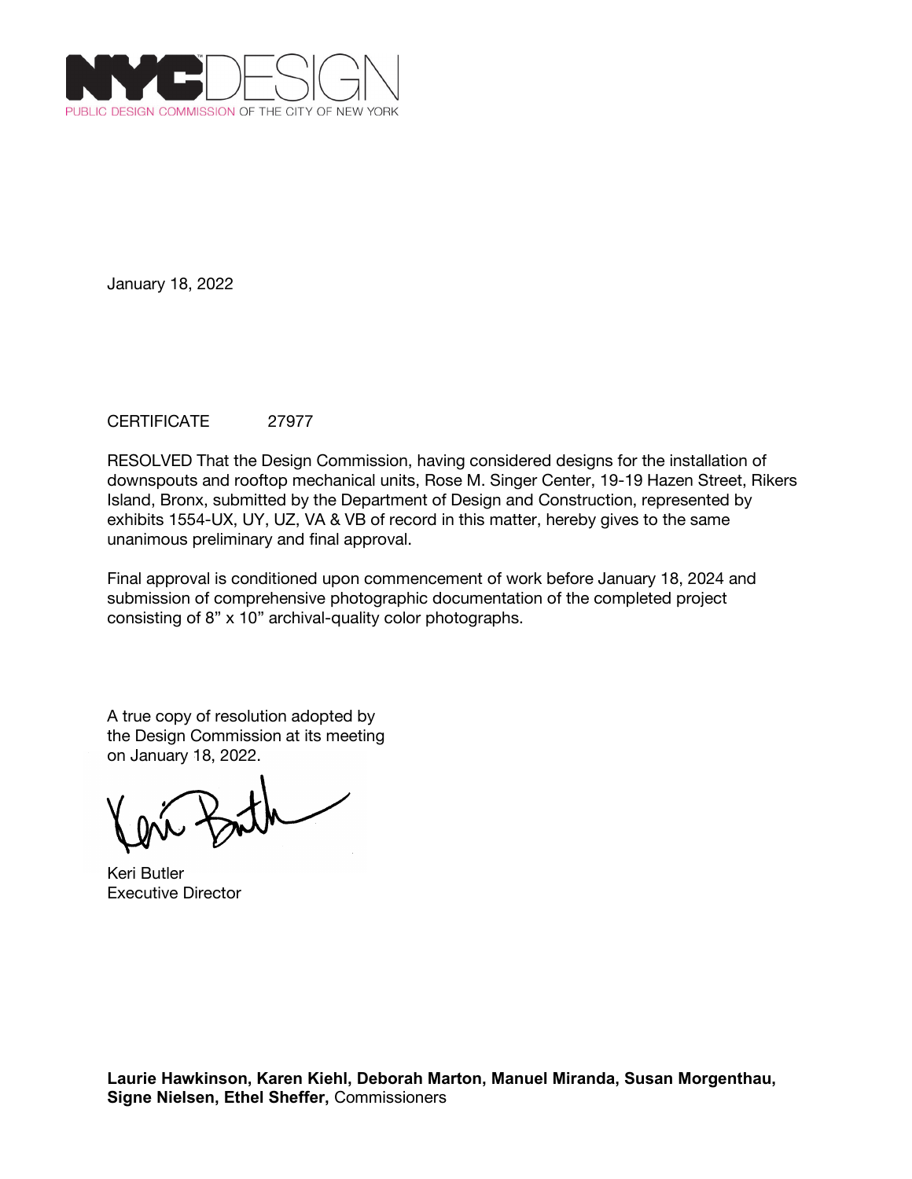NYC DESIGN
PUBLIC DESIGN COMMISSION OF THE CITY OF NEW YORK

January 18, 2022

CERTIFICATE 27977

RESOLVED That the Design Commission, having considered designs for the installation of downspouts and rooftop mechanical units, Rose M. Singer Center, 19-19 Hazen Street, Rikers Island, Bronx, submitted by the Department of Design and Construction, represented by exhibits 1554-UX, UY, UZ, VA & VB of record in this matter, hereby gives to the same unanimous preliminary and final approval.

Final approval is conditioned upon commencement of work before January 18, 2024 and submission of comprehensive photographic documentation of the completed project consisting of 8" x 10" archival-quality color photographs.

A true copy of resolution adopted by the Design Commission at its meeting on January 18, 2022.

Keri Butler
Executive Director

**Laurie Hawkinson, Karen Kiehl, Deborah Marton, Manuel Miranda, Susan Morgenthau, Signe Nielsen, Ethel Sheffer,** Commissioners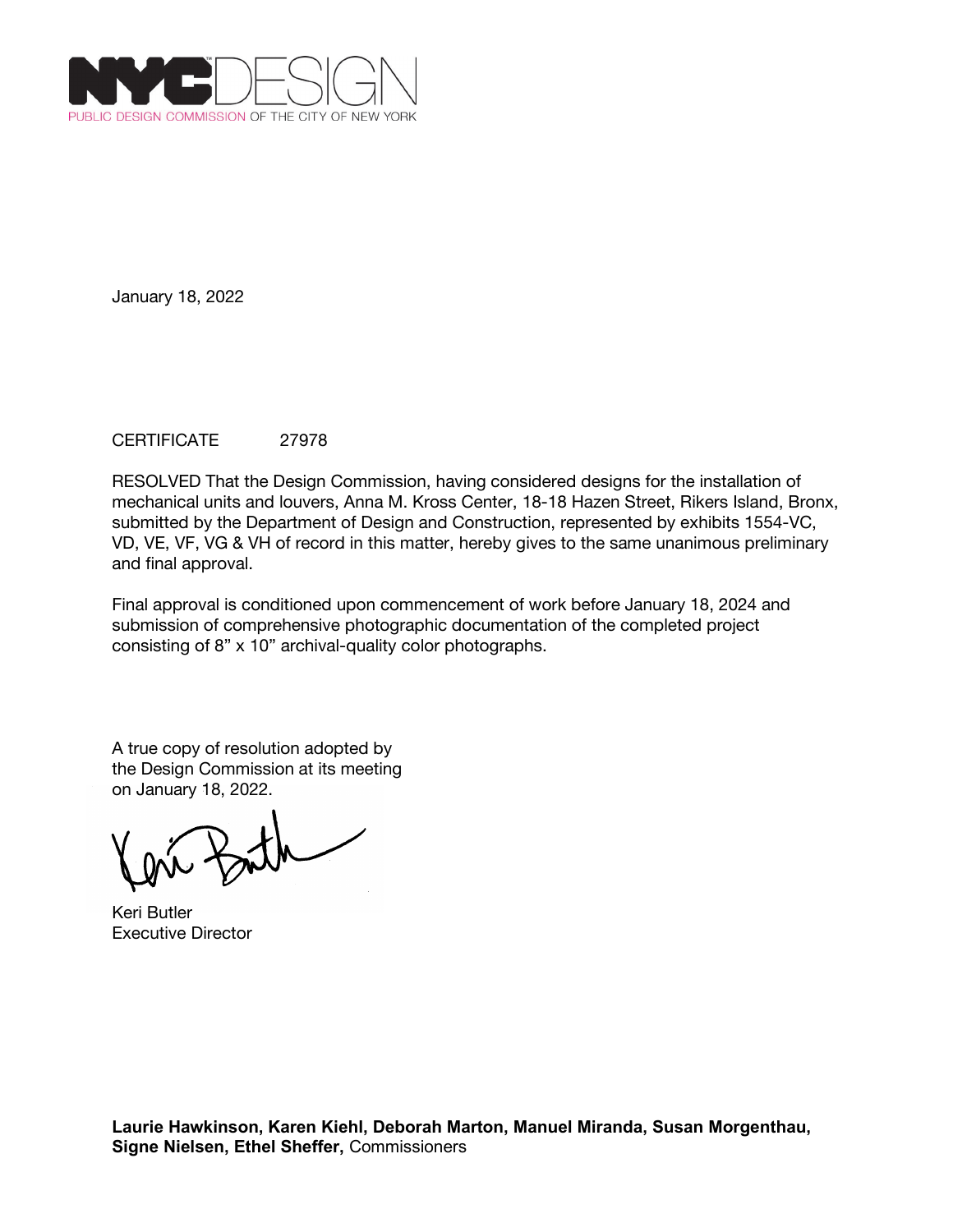NYC DESIGN
PUBLIC DESIGN COMMISSION OF THE CITY OF NEW YORK

January 18, 2022

CERTIFICATE 27978

RESOLVED That the Design Commission, having considered designs for the installation of mechanical units and louvers, Anna M. Kross Center, 18-18 Hazen Street, Rikers Island, Bronx, submitted by the Department of Design and Construction, represented by exhibits 1554-VC, VD, VE, VF, VG & VH of record in this matter, hereby gives to the same unanimous preliminary and final approval.

Final approval is conditioned upon commencement of work before January 18, 2024 and submission of comprehensive photographic documentation of the completed project consisting of 8" x 10" archival-quality color photographs.

A true copy of resolution adopted by the Design Commission at its meeting on January 18, 2022.

Keri Butler
Executive Director

**Laurie Hawkinson, Karen Kiehl, Deborah Marton, Manuel Miranda, Susan Morgenthau, Signe Nielsen, Ethel Sheffer,** Commissioners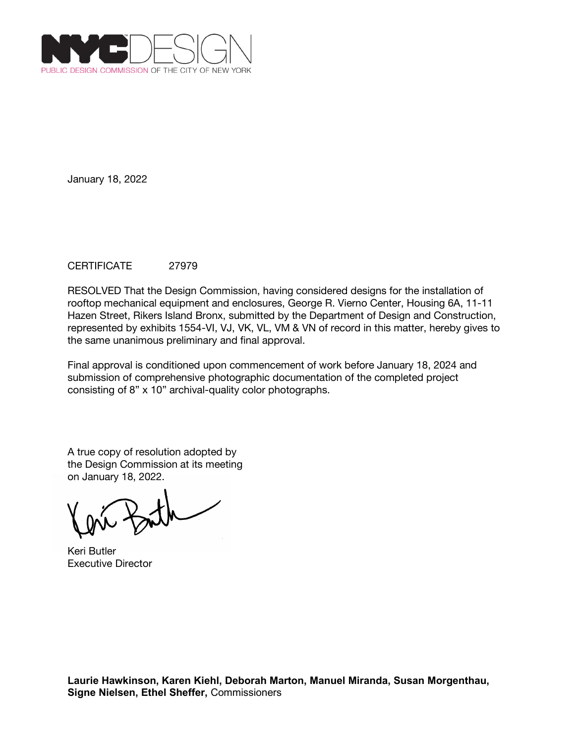NYCDESIGN
PUBLIC DESIGN COMMISSION OF THE CITY OF NEW YORK

January 18, 2022

CERTIFICATE 27979

RESOLVED That the Design Commission, having considered designs for the installation of rooftop mechanical equipment and enclosures, George R. Vierno Center, Housing 6A, 11-11 Hazen Street, Rikers Island Bronx, submitted by the Department of Design and Construction, represented by exhibits 1554-VI, VJ, VK, VL, VM & VN of record in this matter, hereby gives to the same unanimous preliminary and final approval.

Final approval is conditioned upon commencement of work before January 18, 2024 and submission of comprehensive photographic documentation of the completed project consisting of 8" x 10" archival-quality color photographs.

A true copy of resolution adopted by the Design Commission at its meeting on January 18, 2022.

Keri Butler
Executive Director

**Laurie Hawkinson, Karen Kiehl, Deborah Marton, Manuel Miranda, Susan Morgenthau, Signe Nielsen, Ethel Sheffer,** Commissioners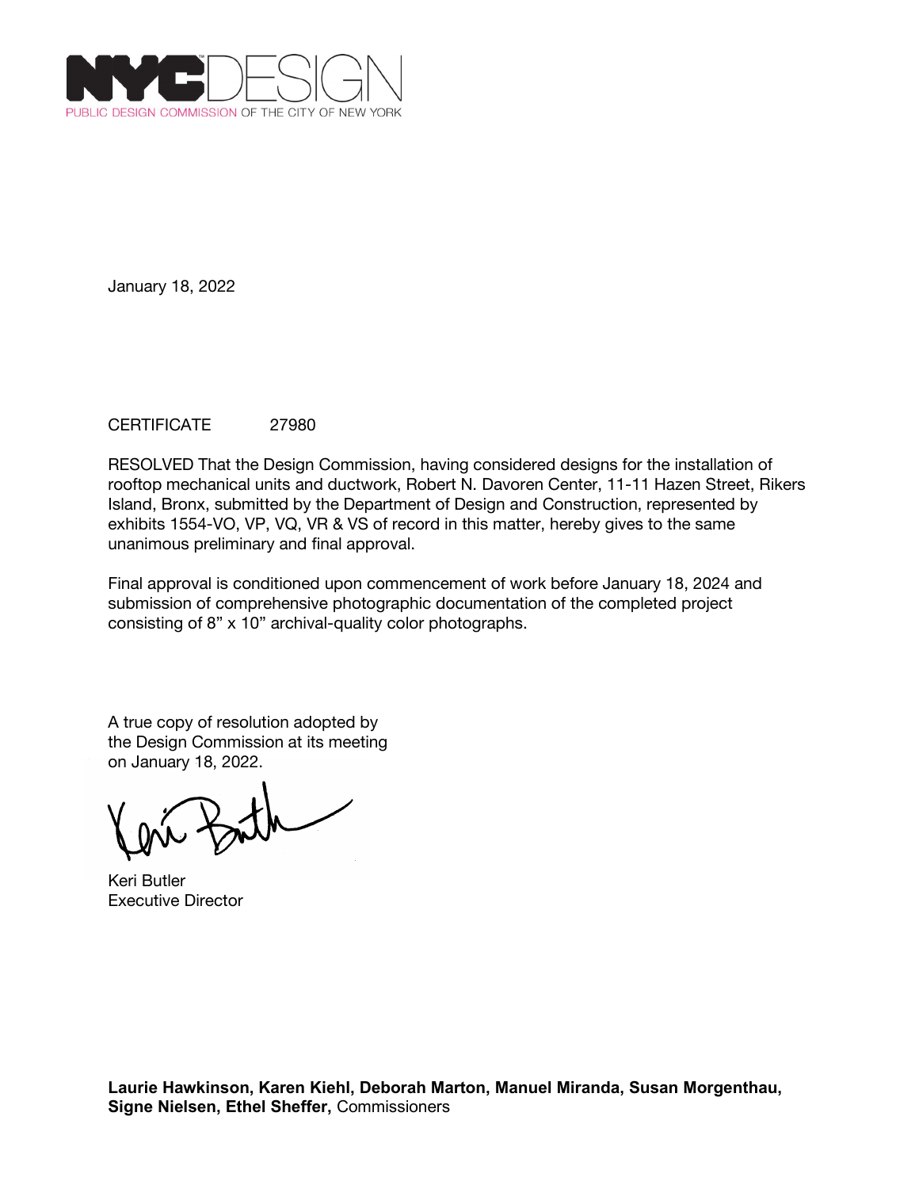NYCDESIGN
PUBLIC DESIGN COMMISSION OF THE CITY OF NEW YORK

January 18, 2022

CERTIFICATE 27980

RESOLVED That the Design Commission, having considered designs for the installation of rooftop mechanical units and ductwork, Robert N. Davoren Center, 11-11 Hazen Street, Rikers Island, Bronx, submitted by the Department of Design and Construction, represented by exhibits 1554-VO, VP, VQ, VR & VS of record in this matter, hereby gives to the same unanimous preliminary and final approval.

Final approval is conditioned upon commencement of work before January 18, 2024 and submission of comprehensive photographic documentation of the completed project consisting of 8” x 10” archival-quality color photographs.

A true copy of resolution adopted by the Design Commission at its meeting on January 18, 2022.

Keri Butler
Executive Director

**Laurie Hawkinson, Karen Kiehl, Deborah Marton, Manuel Miranda, Susan Morgenthau, Signe Nielsen, Ethel Sheffer,** Commissioners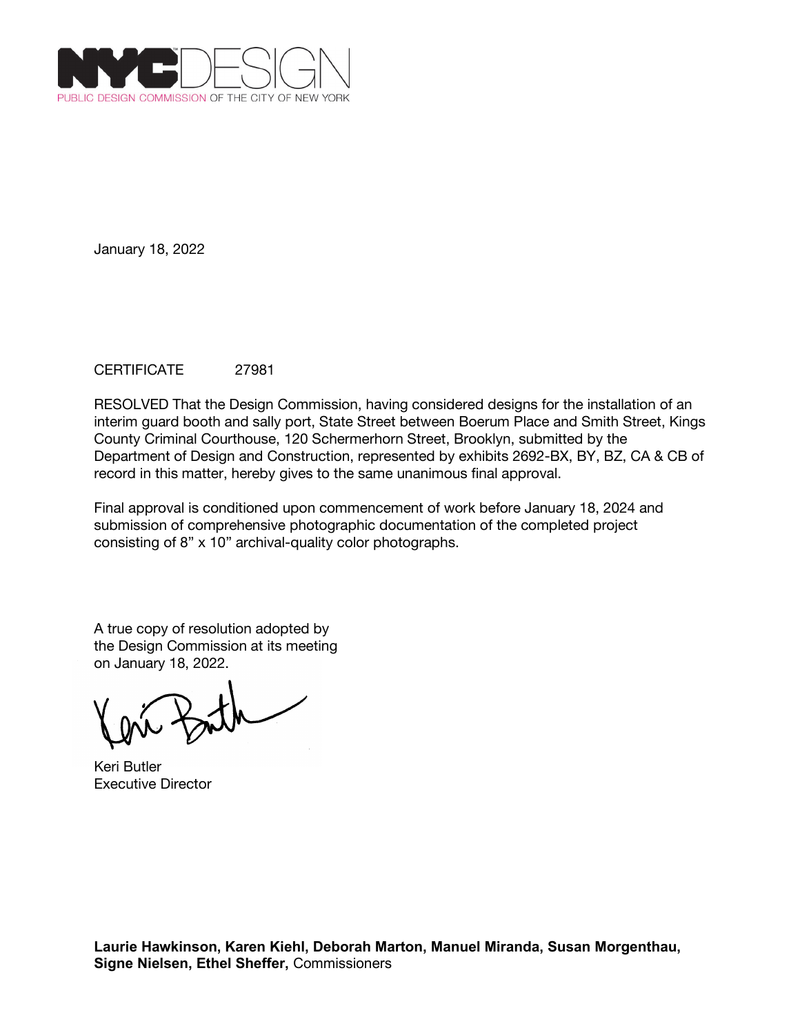NYCDESIGN
PUBLIC DESIGN COMMISSION OF THE CITY OF NEW YORK

January 18, 2022

CERTIFICATE 27981

RESOLVED That the Design Commission, having considered designs for the installation of an interim guard booth and sally port, State Street between Boerum Place and Smith Street, Kings County Criminal Courthouse, 120 Schermerhorn Street, Brooklyn, submitted by the Department of Design and Construction, represented by exhibits 2692-BX, BY, BZ, CA & CB of record in this matter, hereby gives to the same unanimous final approval.

Final approval is conditioned upon commencement of work before January 18, 2024 and submission of comprehensive photographic documentation of the completed project consisting of 8" x 10" archival-quality color photographs.

A true copy of resolution adopted by the Design Commission at its meeting on January 18, 2022.

Keri Butler
Executive Director

**Laurie Hawkinson, Karen Kiehl, Deborah Marton, Manuel Miranda, Susan Morgenthau, Signe Nielsen, Ethel Sheffer,** Commissioners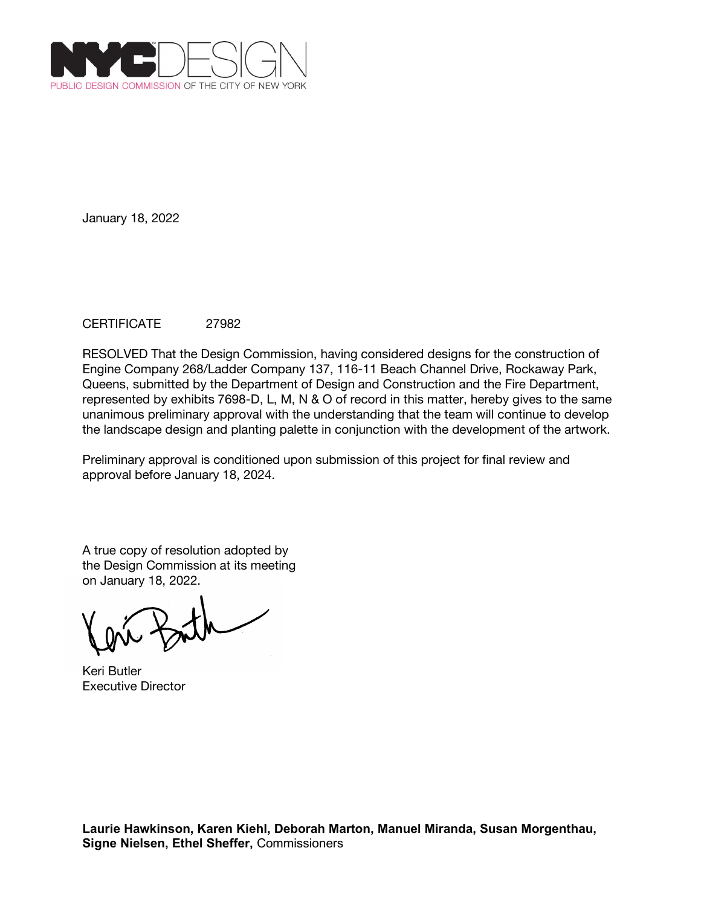NYCDESIGN
PUBLIC DESIGN COMMISSION OF THE CITY OF NEW YORK

January 18, 2022

CERTIFICATE 27982

RESOLVED That the Design Commission, having considered designs for the construction of Engine Company 268/Ladder Company 137, 116-11 Beach Channel Drive, Rockaway Park, Queens, submitted by the Department of Design and Construction and the Fire Department, represented by exhibits 7698-D, L, M, N & O of record in this matter, hereby gives to the same unanimous preliminary approval with the understanding that the team will continue to develop the landscape design and planting palette in conjunction with the development of the artwork.

Preliminary approval is conditioned upon submission of this project for final review and approval before January 18, 2024.

A true copy of resolution adopted by the Design Commission at its meeting on January 18, 2022.

Keri Butler
Executive Director

**Laurie Hawkinson, Karen Kiehl, Deborah Marton, Manuel Miranda, Susan Morgenthau, Signe Nielsen, Ethel Sheffer,** Commissioners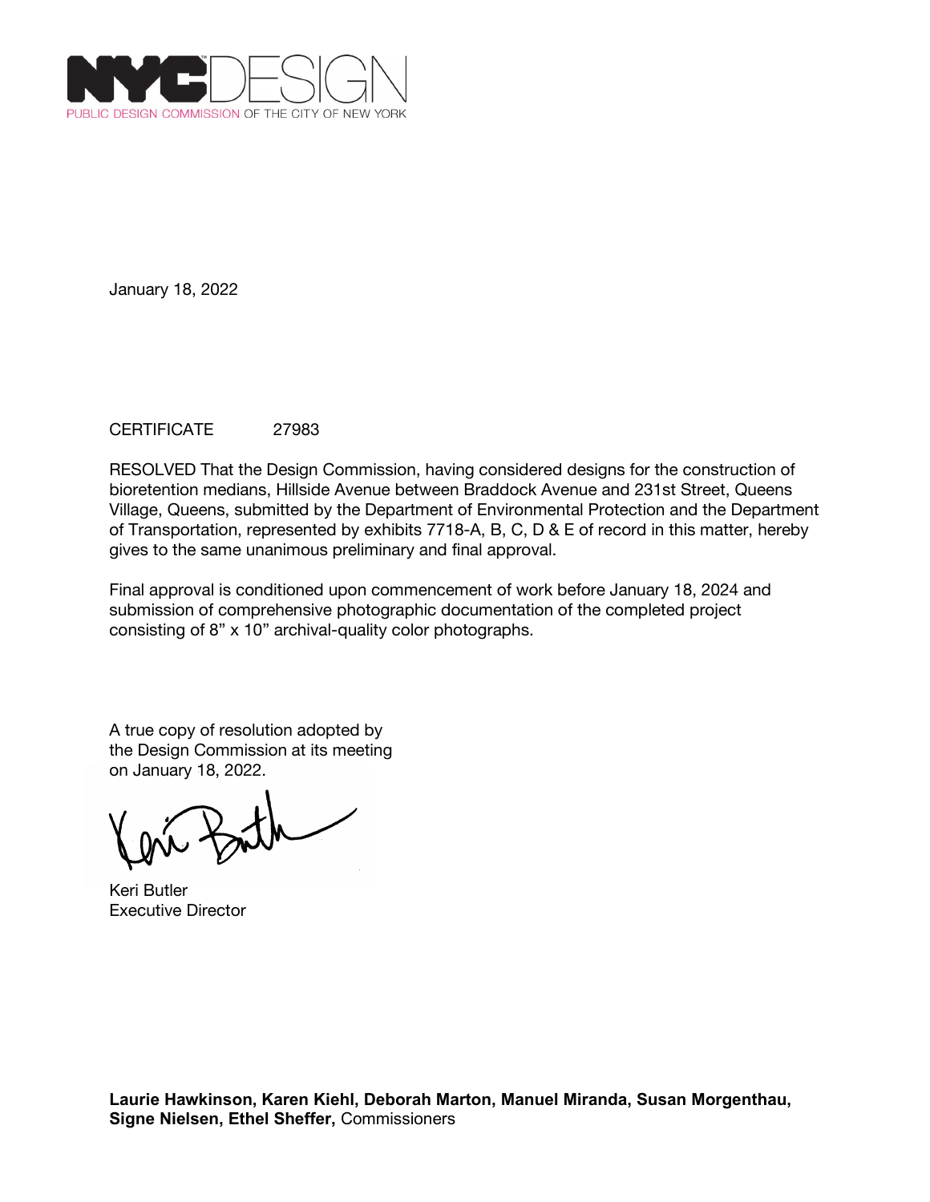NYCDESIGN

PUBLIC DESIGN COMMISSION OF THE CITY OF NEW YORK

January 18, 2022

CERTIFICATE 27983

RESOLVED That the Design Commission, having considered designs for the construction of bioretention medians, Hillside Avenue between Braddock Avenue and 231st Street, Queens Village, Queens, submitted by the Department of Environmental Protection and the Department of Transportation, represented by exhibits 7718-A, B, C, D & E of record in this matter, hereby gives to the same unanimous preliminary and final approval.

Final approval is conditioned upon commencement of work before January 18, 2024 and submission of comprehensive photographic documentation of the completed project consisting of 8" x 10" archival-quality color photographs.

A true copy of resolution adopted by the Design Commission at its meeting on January 18, 2022.

Keri Butler
Executive Director

**Laurie Hawkinson, Karen Kiehl, Deborah Marton, Manuel Miranda, Susan Morgenthau, Signe Nielsen, Ethel Sheffer,** Commissioners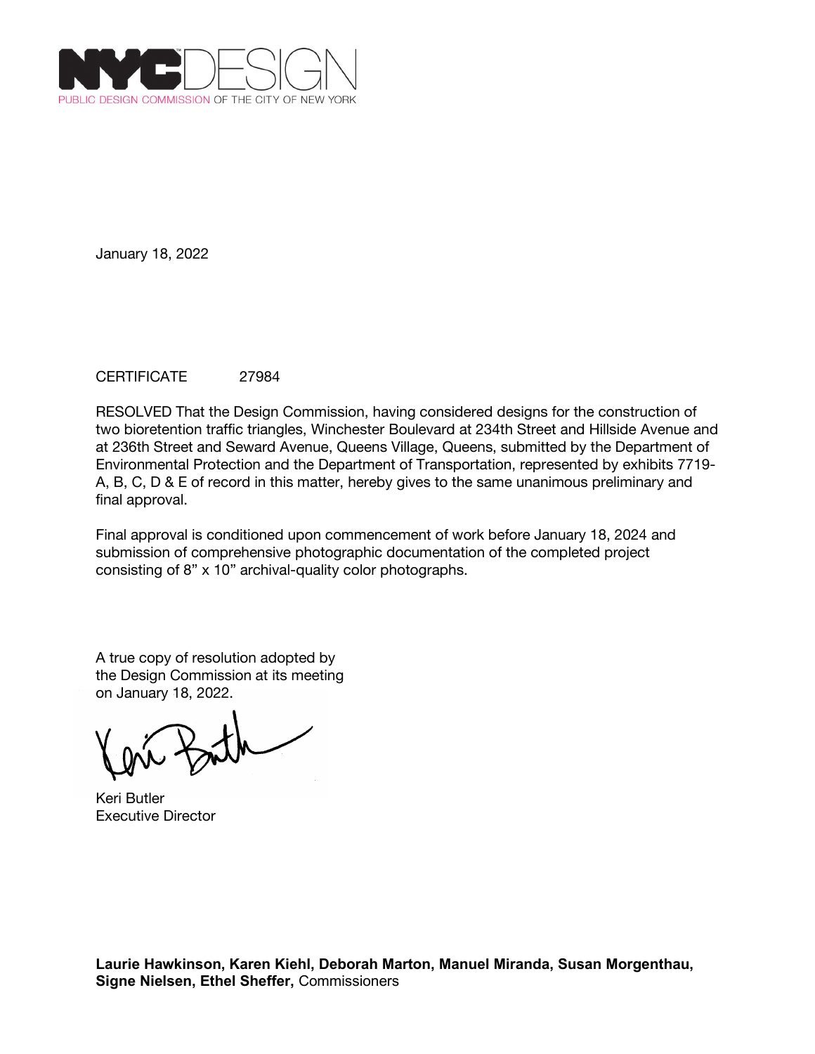NYCDESIGN
PUBLIC DESIGN COMMISSION OF THE CITY OF NEW YORK

January 18, 2022

CERTIFICATE 27984

RESOLVED That the Design Commission, having considered designs for the construction of two bioretention traffic triangles, Winchester Boulevard at 234th Street and Hillside Avenue and at 236th Street and Seward Avenue, Queens Village, Queens, submitted by the Department of Environmental Protection and the Department of Transportation, represented by exhibits 7719-A, B, C, D & E of record in this matter, hereby gives to the same unanimous preliminary and final approval.

Final approval is conditioned upon commencement of work before January 18, 2024 and submission of comprehensive photographic documentation of the completed project consisting of 8" x 10" archival-quality color photographs.

A true copy of resolution adopted by the Design Commission at its meeting on January 18, 2022.

Keri Butler
Executive Director

**Laurie Hawkinson, Karen Kiehl, Deborah Marton, Manuel Miranda, Susan Morgenthau, Signe Nielsen, Ethel Sheffer,** Commissioners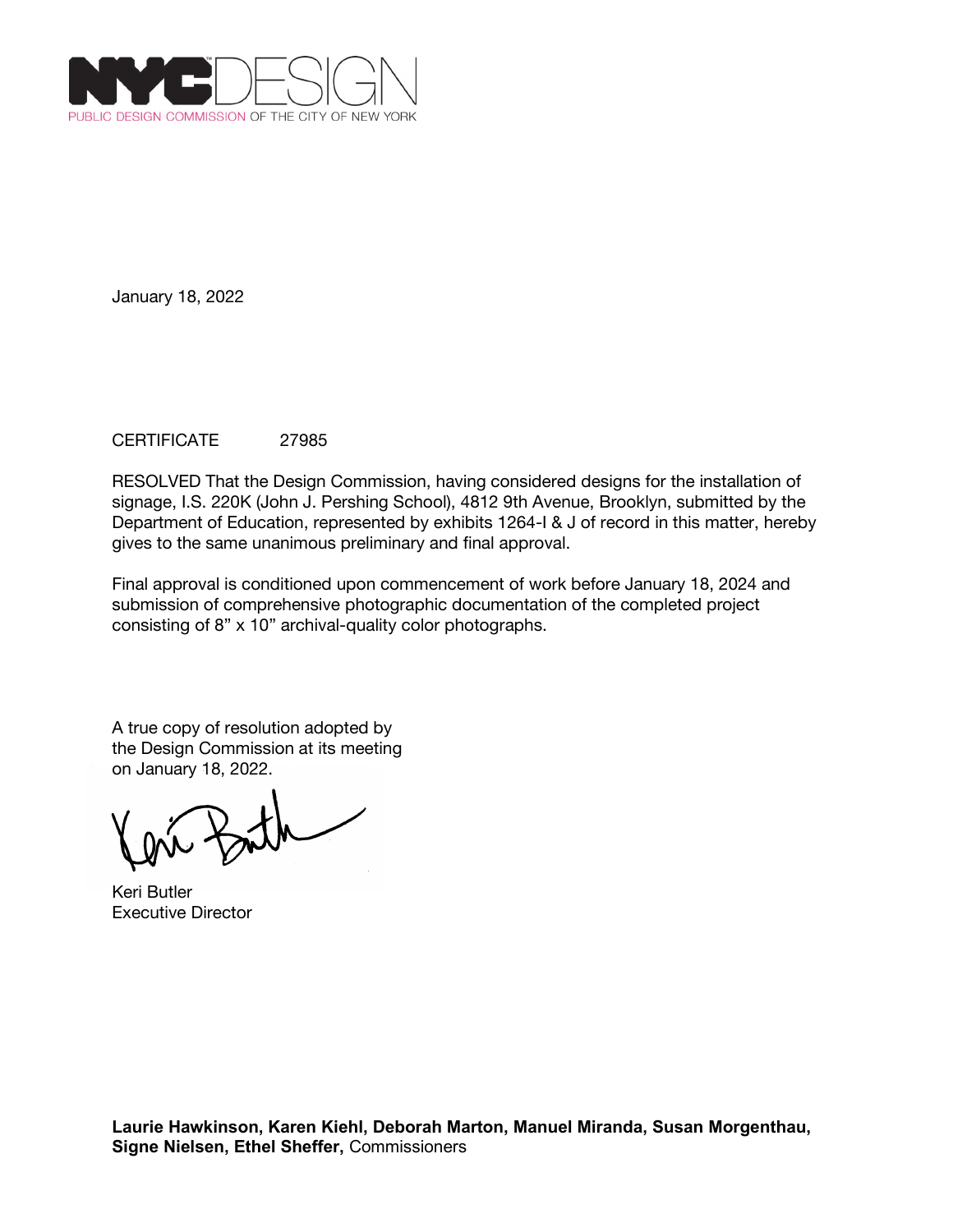NYC DESIGN
PUBLIC DESIGN COMMISSION OF THE CITY OF NEW YORK

January 18, 2022

CERTIFICATE 27985

RESOLVED That the Design Commission, having considered designs for the installation of signage, I.S. 220K (John J. Pershing School), 4812 9th Avenue, Brooklyn, submitted by the Department of Education, represented by exhibits 1264-I & J of record in this matter, hereby gives to the same unanimous preliminary and final approval.

Final approval is conditioned upon commencement of work before January 18, 2024 and submission of comprehensive photographic documentation of the completed project consisting of 8" x 10" archival-quality color photographs.

A true copy of resolution adopted by the Design Commission at its meeting on January 18, 2022.

Keri Butler
Executive Director

**Laurie Hawkinson, Karen Kiehl, Deborah Marton, Manuel Miranda, Susan Morgenthau, Signe Nielsen, Ethel Sheffer,** Commissioners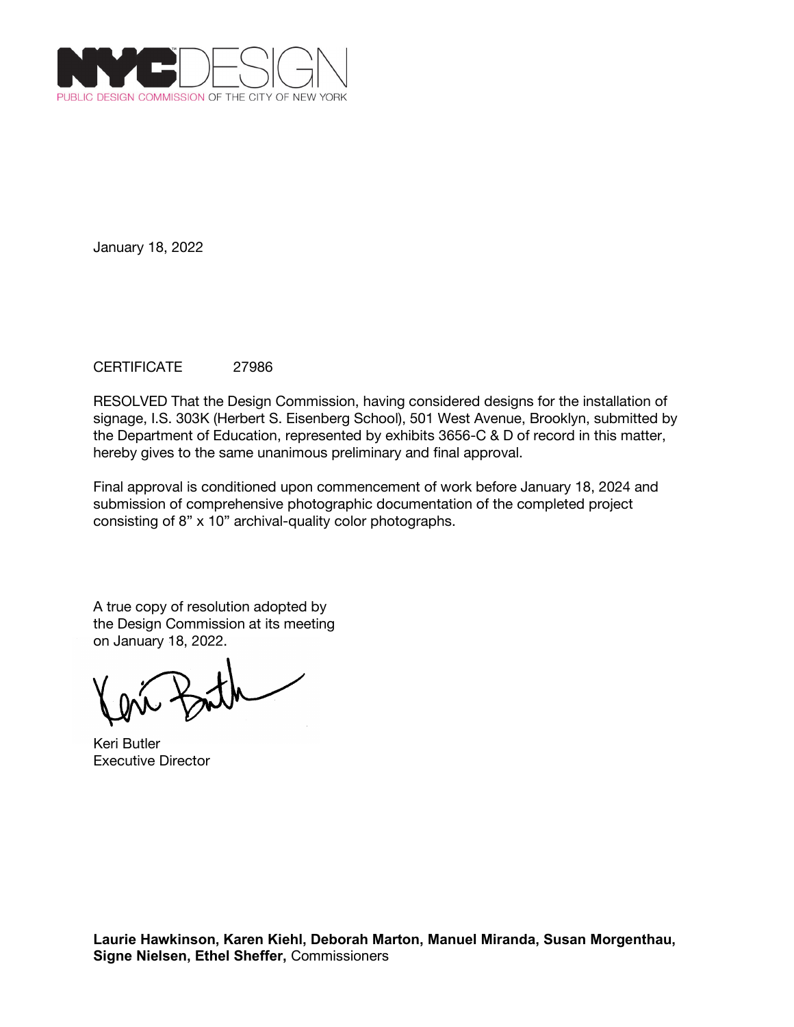NYCDESIGN
PUBLIC DESIGN COMMISSION OF THE CITY OF NEW YORK

January 18, 2022

CERTIFICATE 27986

RESOLVED That the Design Commission, having considered designs for the installation of signage, I.S. 303K (Herbert S. Eisenberg School), 501 West Avenue, Brooklyn, submitted by the Department of Education, represented by exhibits 3656-C & D of record in this matter, hereby gives to the same unanimous preliminary and final approval.

Final approval is conditioned upon commencement of work before January 18, 2024 and submission of comprehensive photographic documentation of the completed project consisting of 8” x 10” archival-quality color photographs.

A true copy of resolution adopted by the Design Commission at its meeting on January 18, 2022.

Keri Butler
Executive Director

**Laurie Hawkinson, Karen Kiehl, Deborah Marton, Manuel Miranda, Susan Morgenthau, Signe Nielsen, Ethel Sheffer,** Commissioners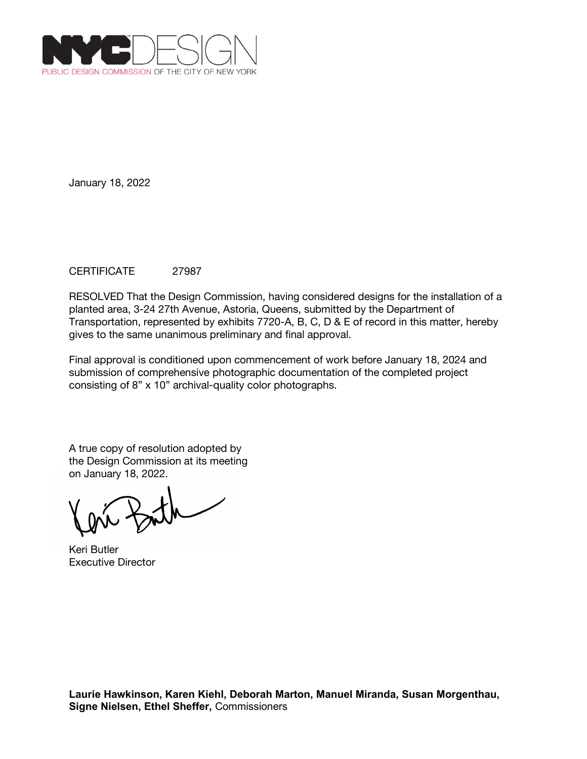NYCDESIGN
PUBLIC DESIGN COMMISSION OF THE CITY OF NEW YORK

January 18, 2022

CERTIFICATE 27987

RESOLVED That the Design Commission, having considered designs for the installation of a planted area, 3-24 27th Avenue, Astoria, Queens, submitted by the Department of Transportation, represented by exhibits 7720-A, B, C, D & E of record in this matter, hereby gives to the same unanimous preliminary and final approval.

Final approval is conditioned upon commencement of work before January 18, 2024 and submission of comprehensive photographic documentation of the completed project consisting of 8” x 10” archival-quality color photographs.

A true copy of resolution adopted by the Design Commission at its meeting on January 18, 2022.

Keri Butler
Executive Director

**Laurie Hawkinson, Karen Kiehl, Deborah Marton, Manuel Miranda, Susan Morgenthau, Signe Nielsen, Ethel Sheffer,** Commissioners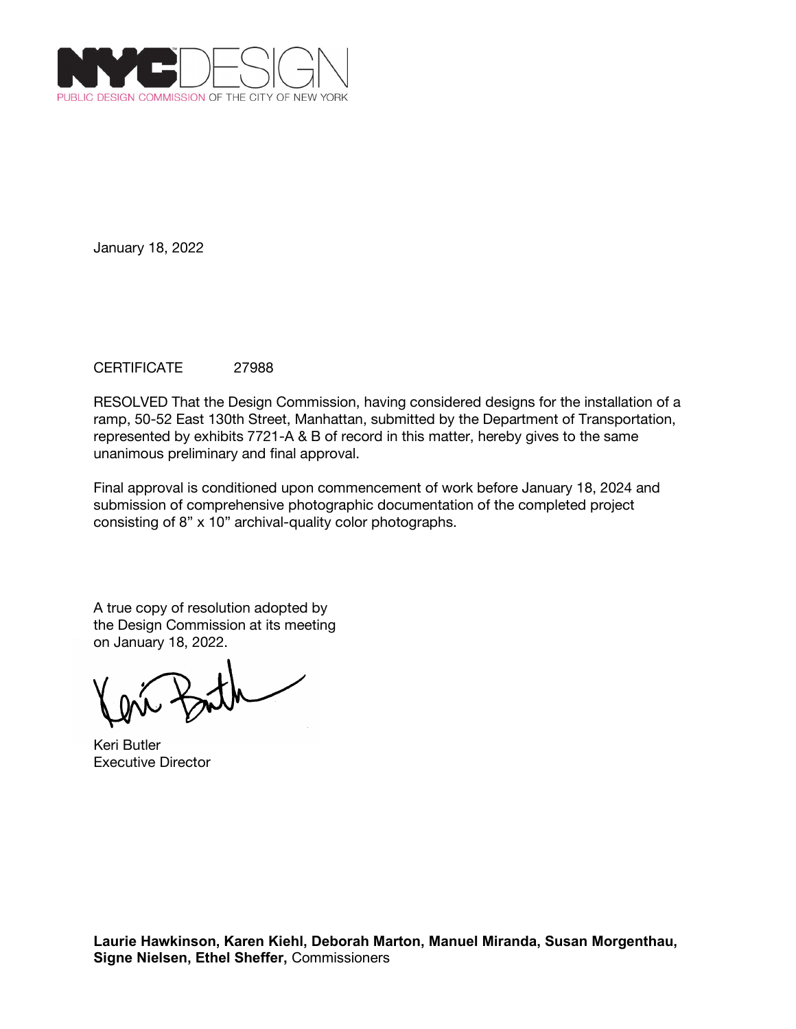NYCDESIGN
PUBLIC DESIGN COMMISSION OF THE CITY OF NEW YORK

January 18, 2022

CERTIFICATE 27988

RESOLVED That the Design Commission, having considered designs for the installation of a ramp, 50-52 East 130th Street, Manhattan, submitted by the Department of Transportation, represented by exhibits 7721-A & B of record in this matter, hereby gives to the same unanimous preliminary and final approval.

Final approval is conditioned upon commencement of work before January 18, 2024 and submission of comprehensive photographic documentation of the completed project consisting of 8" x 10" archival-quality color photographs.

A true copy of resolution adopted by the Design Commission at its meeting on January 18, 2022.

Keri Butler
Executive Director

**Laurie Hawkinson, Karen Kiehl, Deborah Marton, Manuel Miranda, Susan Morgenthau, Signe Nielsen, Ethel Sheffer,** Commissioners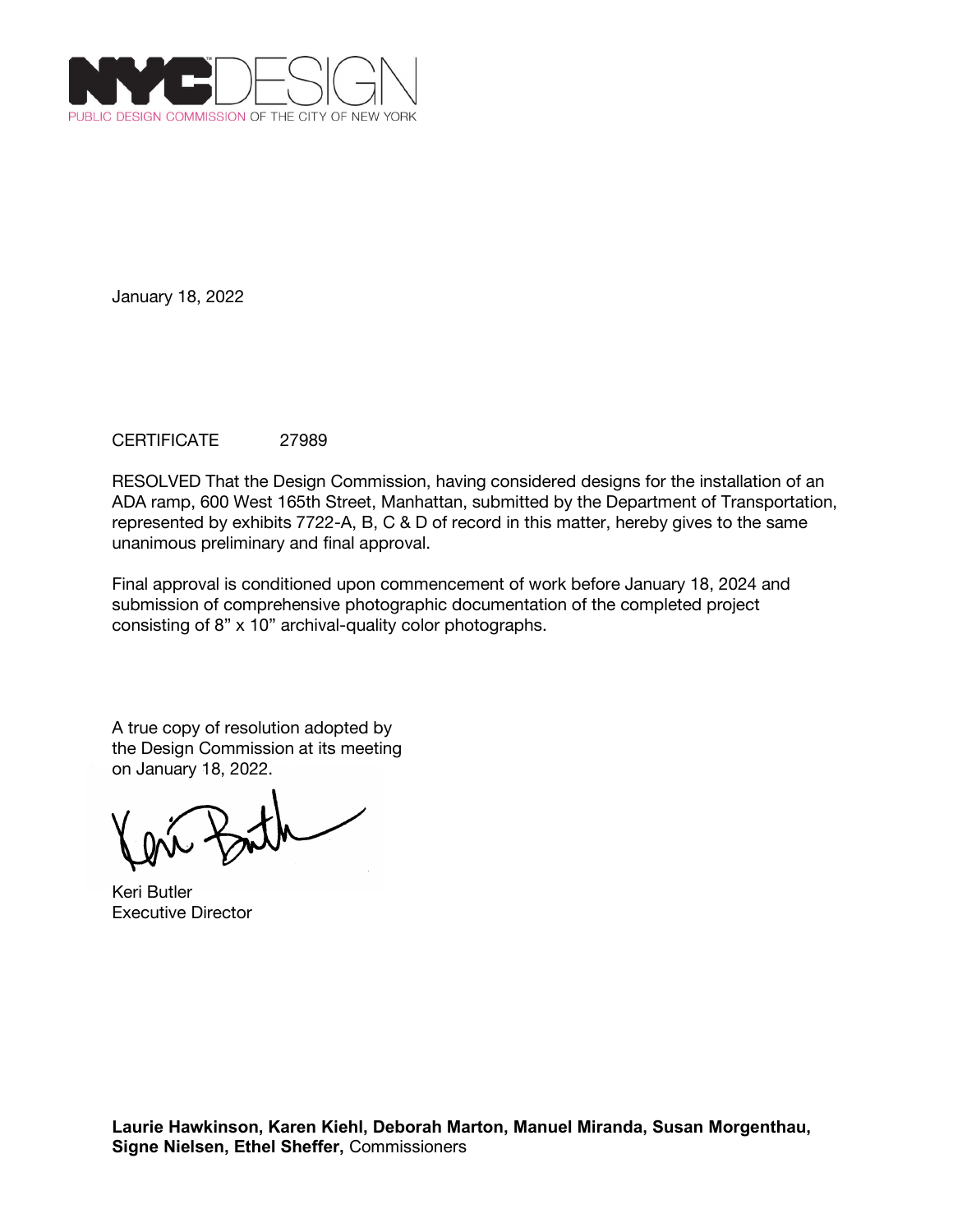January 18, 2022

CERTIFICATE 27989

RESOLVED That the Design Commission, having considered designs for the installation of an ADA ramp, 600 West 165th Street, Manhattan, submitted by the Department of Transportation, represented by exhibits 7722-A, B, C & D of record in this matter, hereby gives to the same unanimous preliminary and final approval.

Final approval is conditioned upon commencement of work before January 18, 2024 and submission of comprehensive photographic documentation of the completed project consisting of 8" x 10" archival-quality color photographs.

A true copy of resolution adopted by the Design Commission at its meeting on January 18, 2022.

Keri Butler
Executive Director

**Laurie Hawkinson, Karen Kiehl, Deborah Marton, Manuel Miranda, Susan Morgenthau, Signe Nielsen, Ethel Sheffer,** Commissioners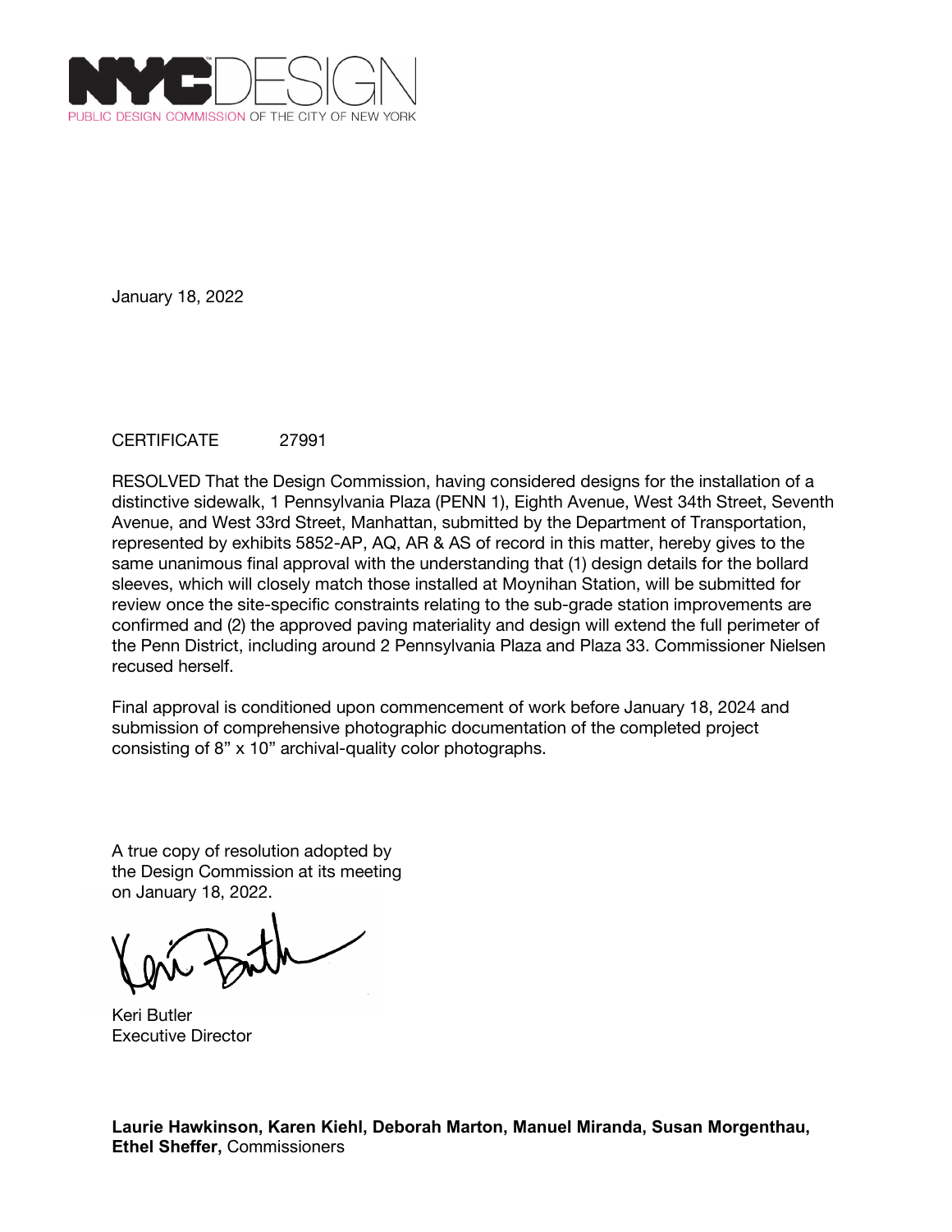NYC DESIGN
PUBLIC DESIGN COMMISSION OF THE CITY OF NEW YORK

January 18, 2022

CERTIFICATE 27991

RESOLVED That the Design Commission, having considered designs for the installation of a distinctive sidewalk, 1 Pennsylvania Plaza (PENN 1), Eighth Avenue, West 34th Street, Seventh Avenue, and West 33rd Street, Manhattan, submitted by the Department of Transportation, represented by exhibits 5852-AP, AQ, AR & AS of record in this matter, hereby gives to the same unanimous final approval with the understanding that (1) design details for the bollard sleeves, which will closely match those installed at Moynihan Station, will be submitted for review once the site-specific constraints relating to the sub-grade station improvements are confirmed and (2) the approved paving materiality and design will extend the full perimeter of the Penn District, including around 2 Pennsylvania Plaza and Plaza 33. Commissioner Nielsen recused herself.

Final approval is conditioned upon commencement of work before January 18, 2024 and submission of comprehensive photographic documentation of the completed project consisting of 8" x 10" archival-quality color photographs.

A true copy of resolution adopted by the Design Commission at its meeting on January 18, 2022.

Keri Butler
Executive Director

**Laurie Hawkinson, Karen Kiehl, Deborah Marton, Manuel Miranda, Susan Morgenthau, Ethel Sheffer,** Commissioners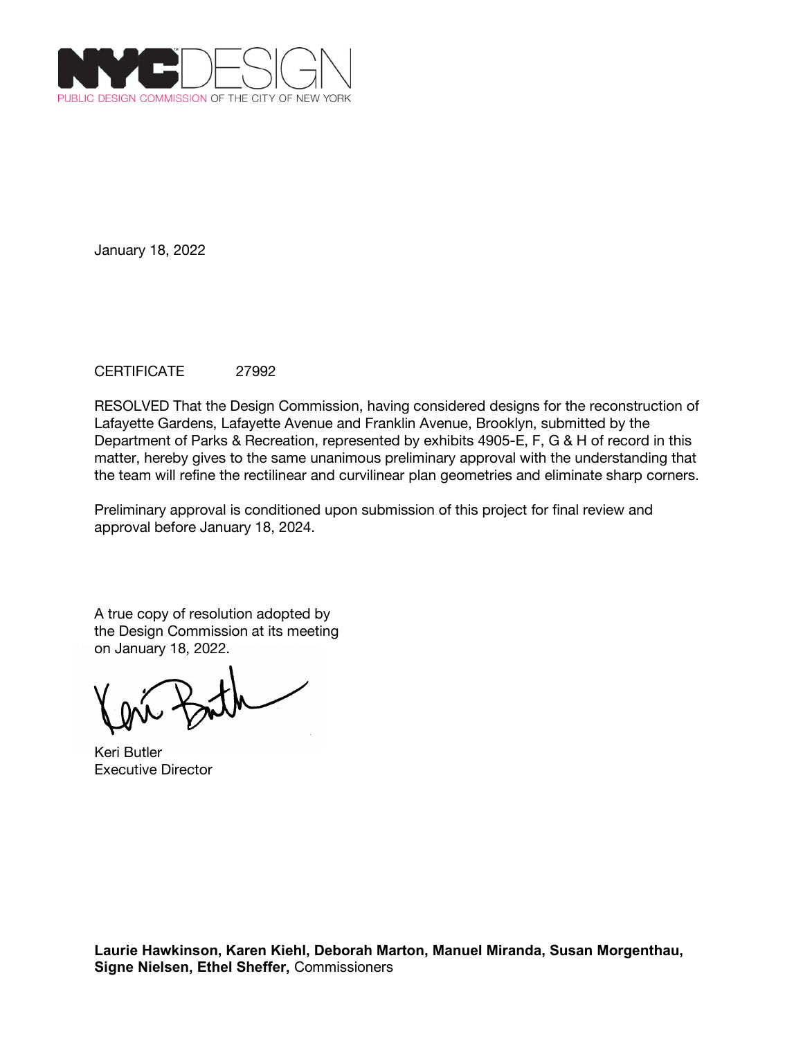NYCDESIGN
PUBLIC DESIGN COMMISSION OF THE CITY OF NEW YORK

January 18, 2022

CERTIFICATE 27992

RESOLVED That the Design Commission, having considered designs for the reconstruction of Lafayette Gardens, Lafayette Avenue and Franklin Avenue, Brooklyn, submitted by the Department of Parks & Recreation, represented by exhibits 4905-E, F, G & H of record in this matter, hereby gives to the same unanimous preliminary approval with the understanding that the team will refine the rectilinear and curvilinear plan geometries and eliminate sharp corners.

Preliminary approval is conditioned upon submission of this project for final review and approval before January 18, 2024.

A true copy of resolution adopted by the Design Commission at its meeting on January 18, 2022.

Keri Butler
Executive Director

**Laurie Hawkinson, Karen Kiehl, Deborah Marton, Manuel Miranda, Susan Morgenthau, Signe Nielsen, Ethel Sheffer,** Commissioners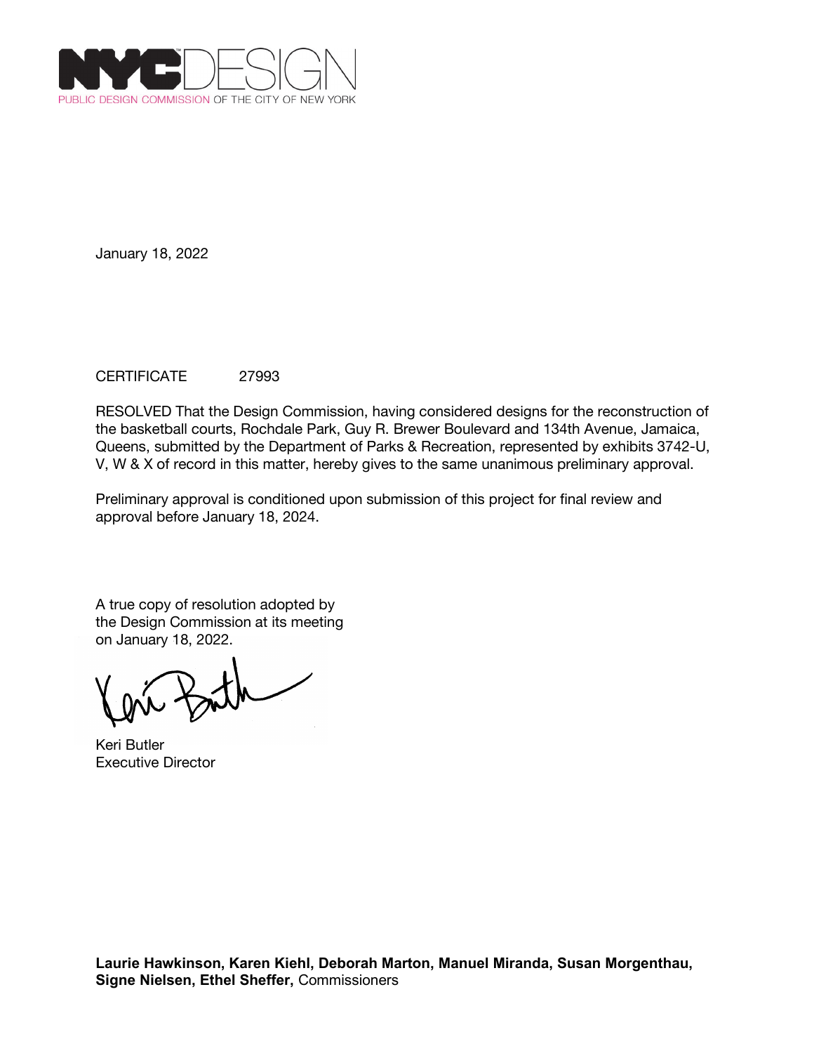NYCDESIGN
PUBLIC DESIGN COMMISSION OF THE CITY OF NEW YORK

January 18, 2022

CERTIFICATE 27993

RESOLVED That the Design Commission, having considered designs for the reconstruction of the basketball courts, Rochdale Park, Guy R. Brewer Boulevard and 134th Avenue, Jamaica, Queens, submitted by the Department of Parks & Recreation, represented by exhibits 3742-U, V, W & X of record in this matter, hereby gives to the same unanimous preliminary approval.

Preliminary approval is conditioned upon submission of this project for final review and approval before January 18, 2024.

A true copy of resolution adopted by the Design Commission at its meeting on January 18, 2022.

Keri Butler
Executive Director

**Laurie Hawkinson, Karen Kiehl, Deborah Marton, Manuel Miranda, Susan Morgenthau, Signe Nielsen, Ethel Sheffer,** Commissioners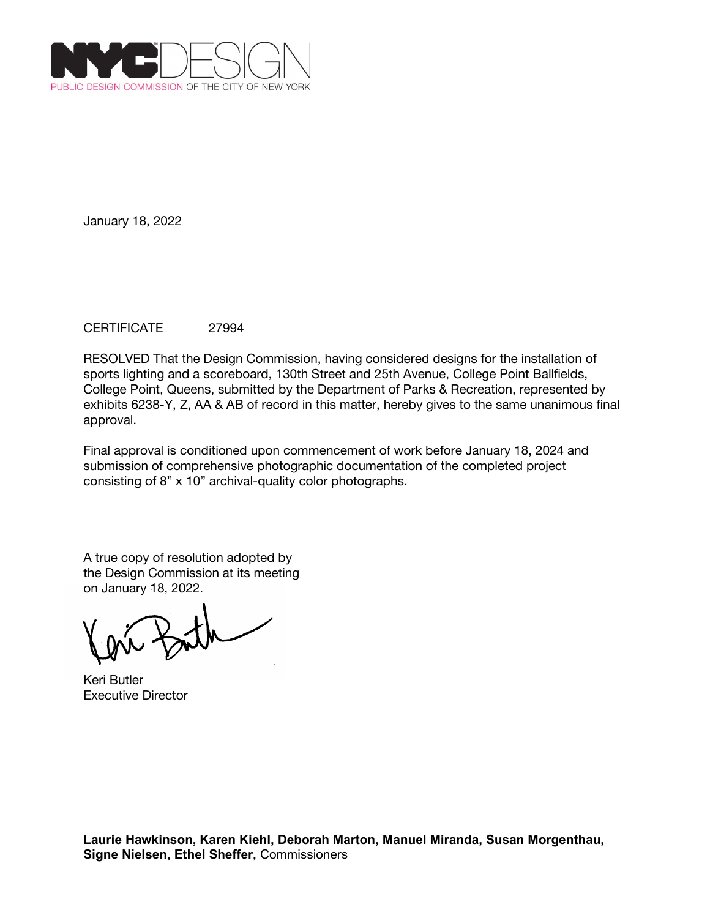NYCDESIGN

PUBLIC DESIGN COMMISSION OF THE CITY OF NEW YORK

January 18, 2022

CERTIFICATE 27994

RESOLVED That the Design Commission, having considered designs for the installation of sports lighting and a scoreboard, 130th Street and 25th Avenue, College Point Ballfields, College Point, Queens, submitted by the Department of Parks & Recreation, represented by exhibits 6238-Y, Z, AA & AB of record in this matter, hereby gives to the same unanimous final approval.

Final approval is conditioned upon commencement of work before January 18, 2024 and submission of comprehensive photographic documentation of the completed project consisting of 8" x 10" archival-quality color photographs.

A true copy of resolution adopted by the Design Commission at its meeting on January 18, 2022.

Keri Butler
Executive Director

**Laurie Hawkinson, Karen Kiehl, Deborah Marton, Manuel Miranda, Susan Morgenthau, Signe Nielsen, Ethel Sheffer,** Commissioners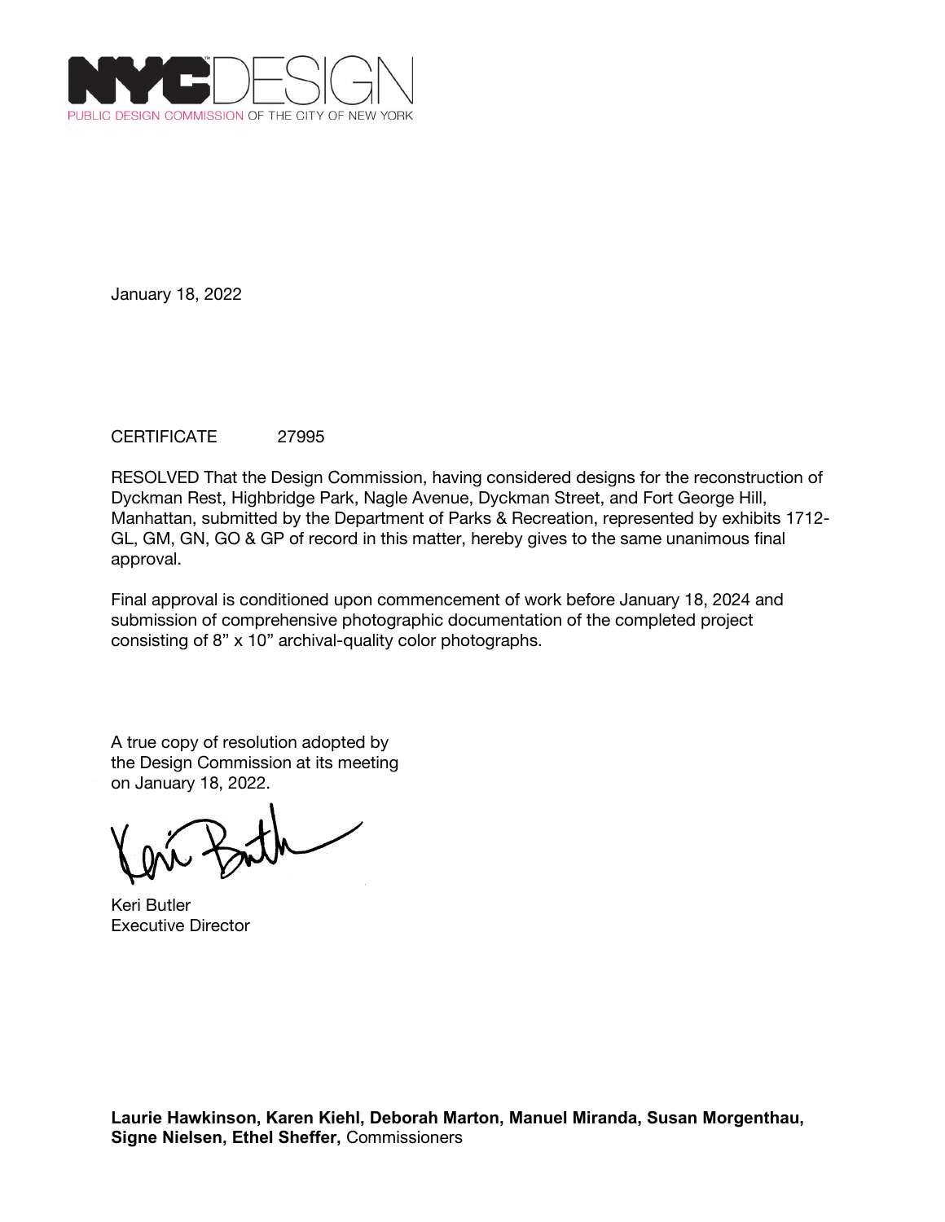NYCDESIGN
PUBLIC DESIGN COMMISSION OF THE CITY OF NEW YORK

January 18, 2022

CERTIFICATE 27995

RESOLVED That the Design Commission, having considered designs for the reconstruction of Dyckman Rest, Highbridge Park, Nagle Avenue, Dyckman Street, and Fort George Hill, Manhattan, submitted by the Department of Parks & Recreation, represented by exhibits 1712-GL, GM, GN, GO & GP of record in this matter, hereby gives to the same unanimous final approval.

Final approval is conditioned upon commencement of work before January 18, 2024 and submission of comprehensive photographic documentation of the completed project consisting of 8” x 10” archival-quality color photographs.

A true copy of resolution adopted by the Design Commission at its meeting on January 18, 2022.

Keri Butler
Executive Director

**Laurie Hawkinson, Karen Kiehl, Deborah Marton, Manuel Miranda, Susan Morgenthau, Signe Nielsen, Ethel Sheffer,** Commissioners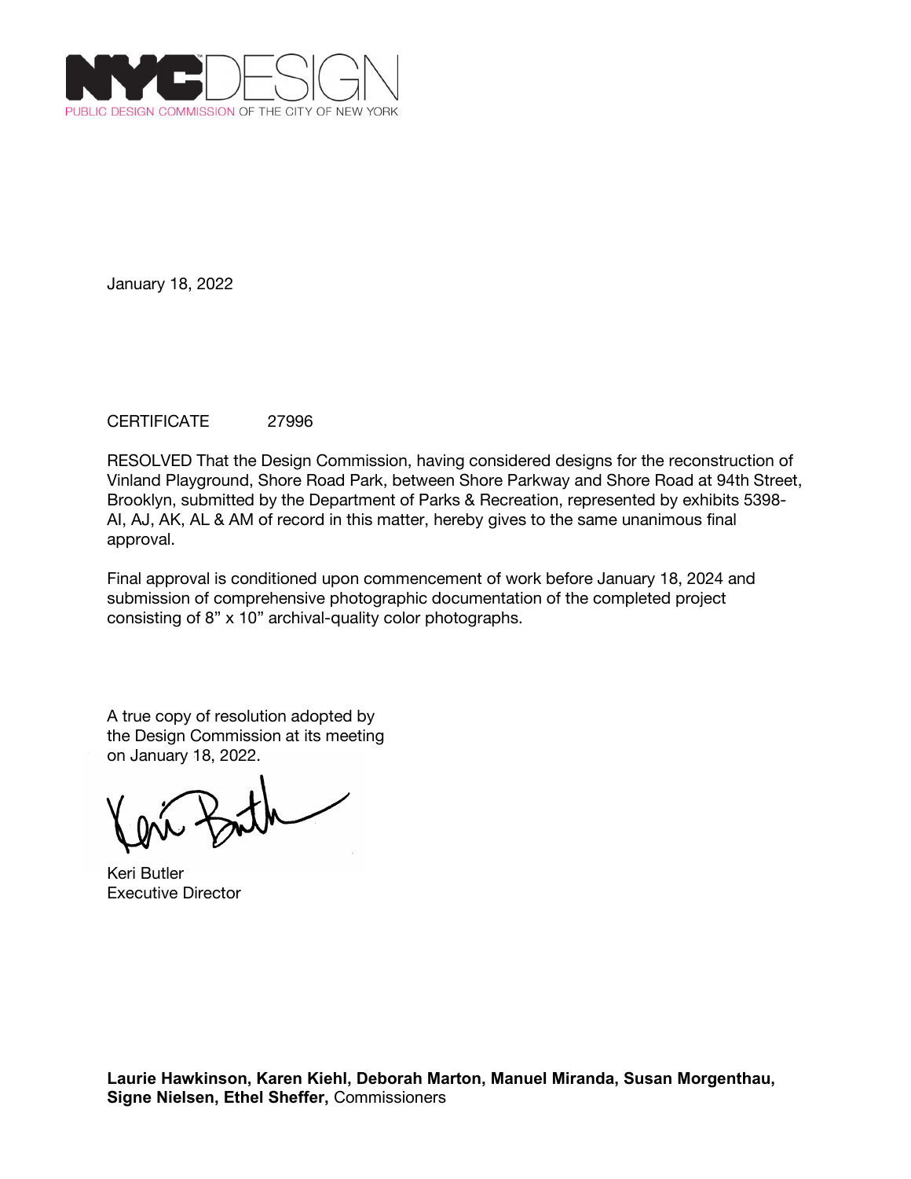NYC DESIGN

PUBLIC DESIGN COMMISSION OF THE CITY OF NEW YORK

January 18, 2022

CERTIFICATE 27996

RESOLVED That the Design Commission, having considered designs for the reconstruction of Vinland Playground, Shore Road Park, between Shore Parkway and Shore Road at 94th Street, Brooklyn, submitted by the Department of Parks & Recreation, represented by exhibits 5398-AI, AJ, AK, AL & AM of record in this matter, hereby gives to the same unanimous final approval.

Final approval is conditioned upon commencement of work before January 18, 2024 and submission of comprehensive photographic documentation of the completed project consisting of 8" x 10" archival-quality color photographs.

A true copy of resolution adopted by the Design Commission at its meeting on January 18, 2022.

Keri Butler
Executive Director

**Laurie Hawkinson, Karen Kiehl, Deborah Marton, Manuel Miranda, Susan Morgenthau, Signe Nielsen, Ethel Sheffer,** Commissioners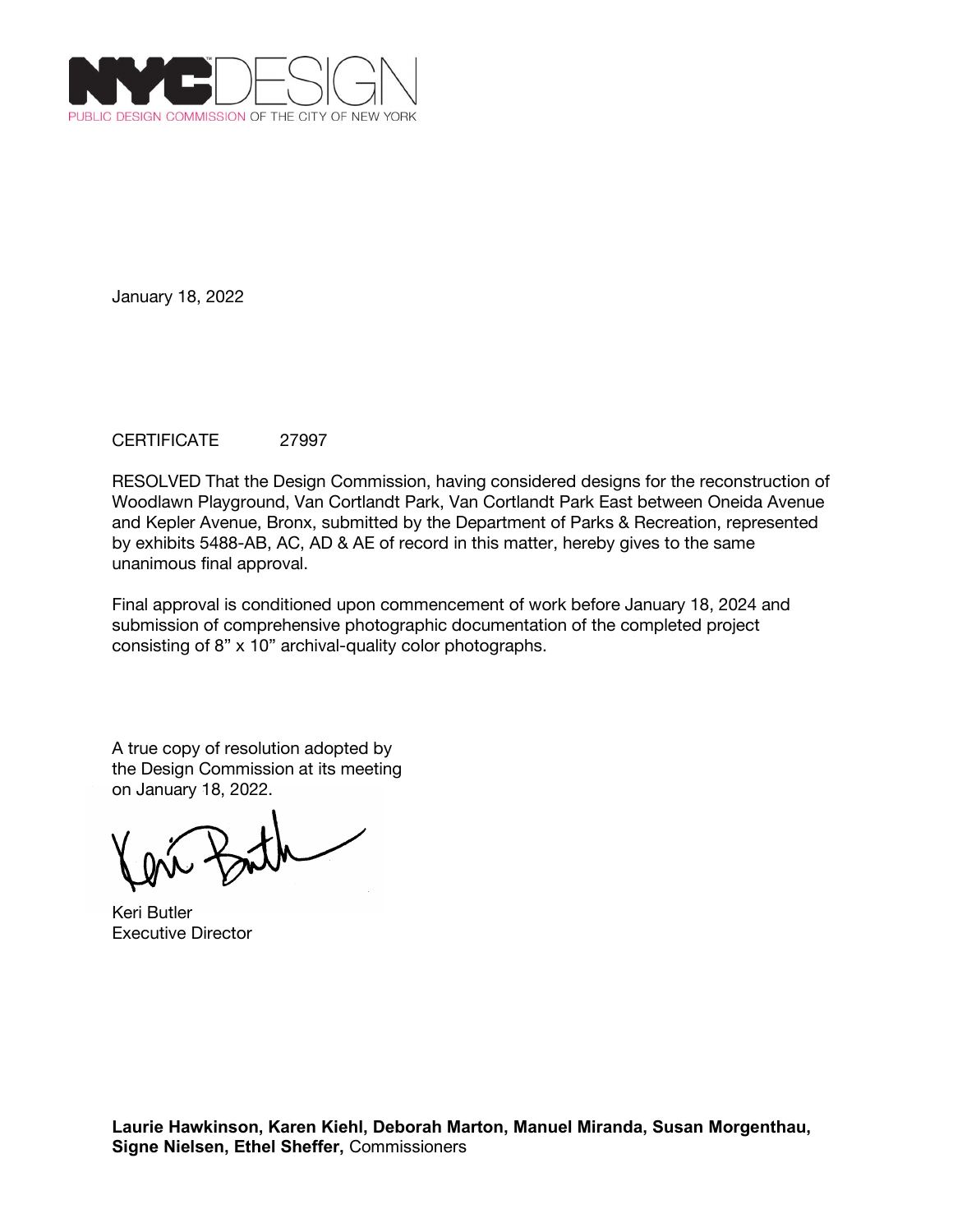NYCDESIGN
PUBLIC DESIGN COMMISSION OF THE CITY OF NEW YORK

January 18, 2022

CERTIFICATE 27997

RESOLVED That the Design Commission, having considered designs for the reconstruction of Woodlawn Playground, Van Cortlandt Park, Van Cortlandt Park East between Oneida Avenue and Kepler Avenue, Bronx, submitted by the Department of Parks & Recreation, represented by exhibits 5488-AB, AC, AD & AE of record in this matter, hereby gives to the same unanimous final approval.

Final approval is conditioned upon commencement of work before January 18, 2024 and submission of comprehensive photographic documentation of the completed project consisting of 8" x 10" archival-quality color photographs.

A true copy of resolution adopted by the Design Commission at its meeting on January 18, 2022.

Keri Butler
Executive Director

**Laurie Hawkinson, Karen Kiehl, Deborah Marton, Manuel Miranda, Susan Morgenthau, Signe Nielsen, Ethel Sheffer,** Commissioners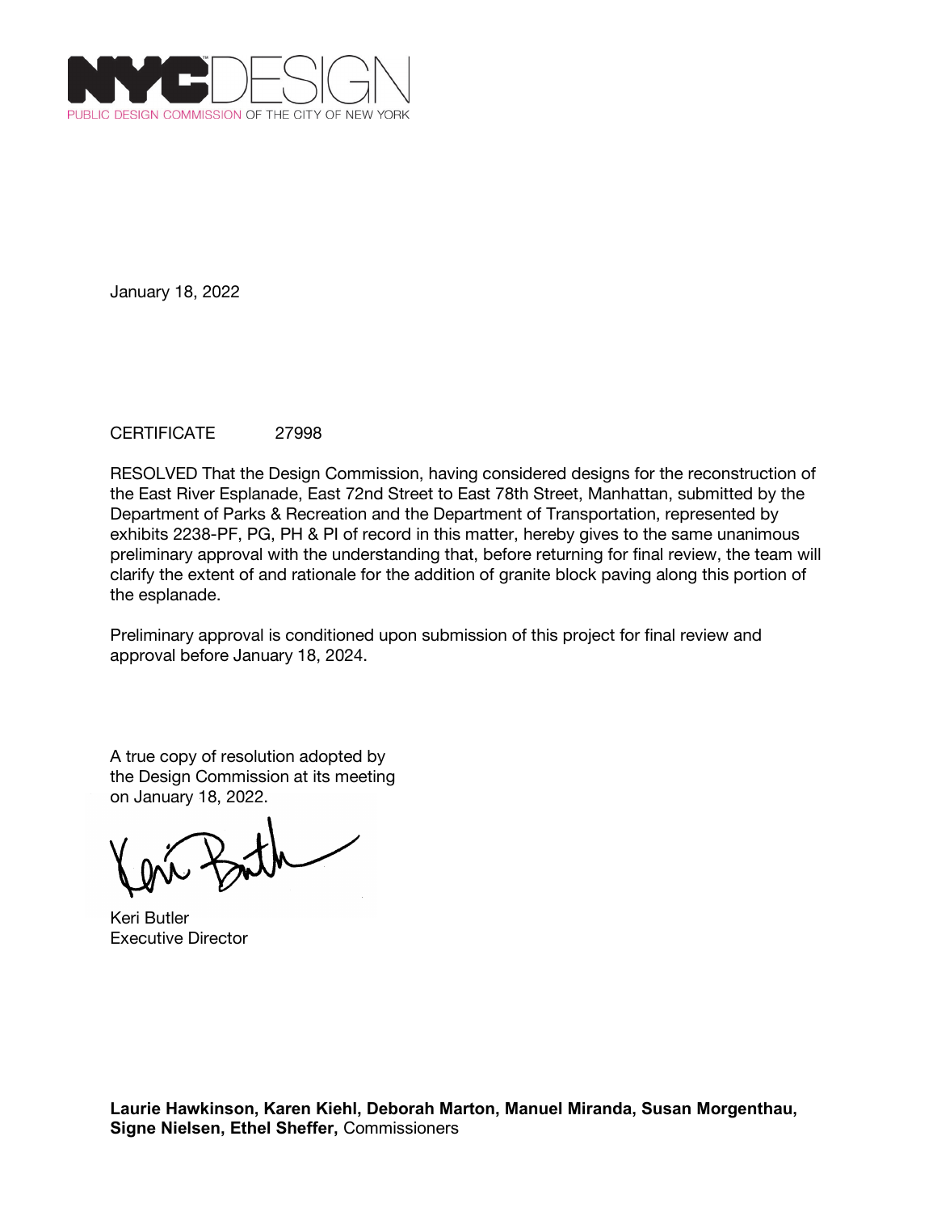NYC DESIGN
PUBLIC DESIGN COMMISSION OF THE CITY OF NEW YORK

January 18, 2022

CERTIFICATE 27998

RESOLVED That the Design Commission, having considered designs for the reconstruction of the East River Esplanade, East 72nd Street to East 78th Street, Manhattan, submitted by the Department of Parks & Recreation and the Department of Transportation, represented by exhibits 2238-PF, PG, PH & PI of record in this matter, hereby gives to the same unanimous preliminary approval with the understanding that, before returning for final review, the team will clarify the extent of and rationale for the addition of granite block paving along this portion of the esplanade.

Preliminary approval is conditioned upon submission of this project for final review and approval before January 18, 2024.

A true copy of resolution adopted by the Design Commission at its meeting on January 18, 2022.

Keri Butler
Executive Director

**Laurie Hawkinson, Karen Kiehl, Deborah Marton, Manuel Miranda, Susan Morgenthau, Signe Nielsen, Ethel Sheffer,** Commissioners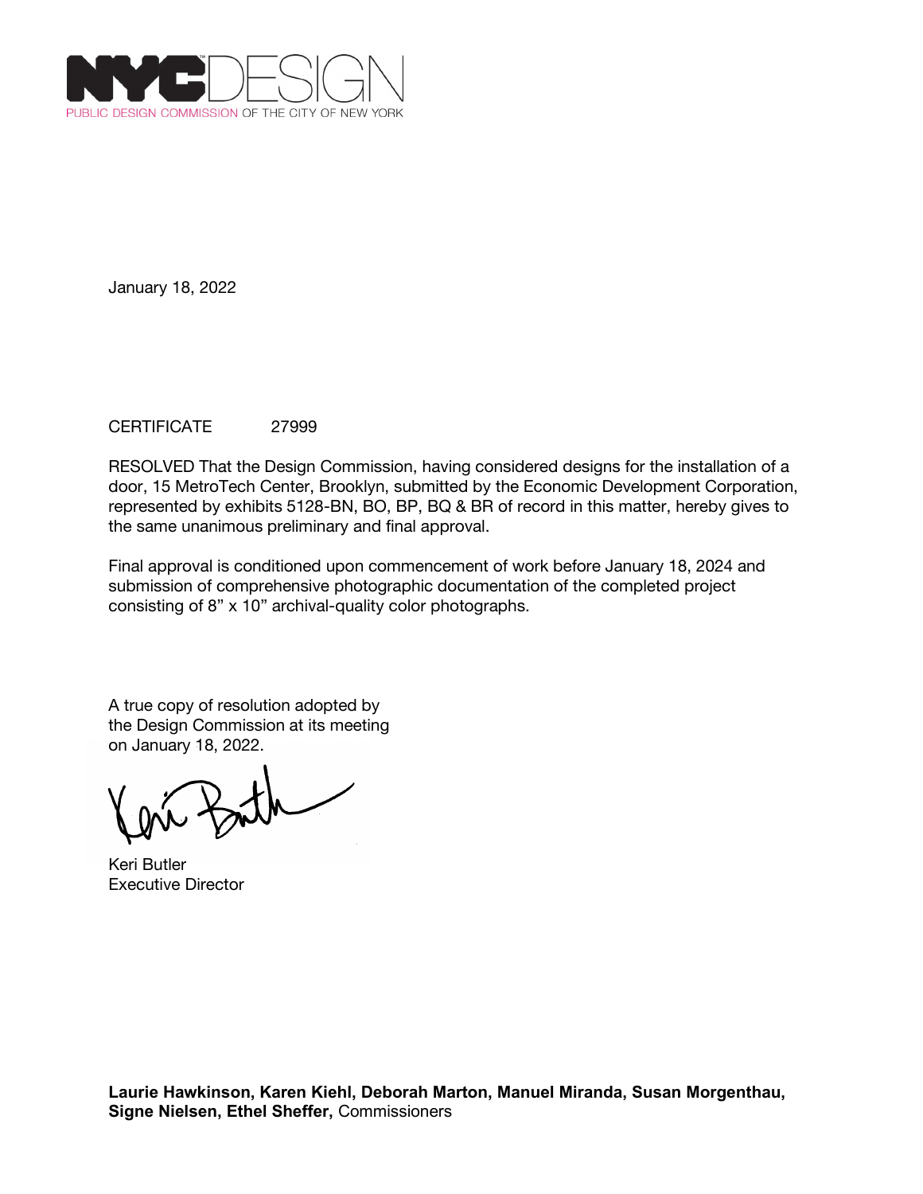NYCDESIGN
PUBLIC DESIGN COMMISSION OF THE CITY OF NEW YORK

January 18, 2022

CERTIFICATE 27999

RESOLVED That the Design Commission, having considered designs for the installation of a door, 15 MetroTech Center, Brooklyn, submitted by the Economic Development Corporation, represented by exhibits 5128-BN, BO, BP, BQ & BR of record in this matter, hereby gives to the same unanimous preliminary and final approval.

Final approval is conditioned upon commencement of work before January 18, 2024 and submission of comprehensive photographic documentation of the completed project consisting of 8" x 10" archival-quality color photographs.

A true copy of resolution adopted by the Design Commission at its meeting on January 18, 2022.

Keri Butler
Executive Director

**Laurie Hawkinson, Karen Kiehl, Deborah Marton, Manuel Miranda, Susan Morgenthau, Signe Nielsen, Ethel Sheffer,** Commissioners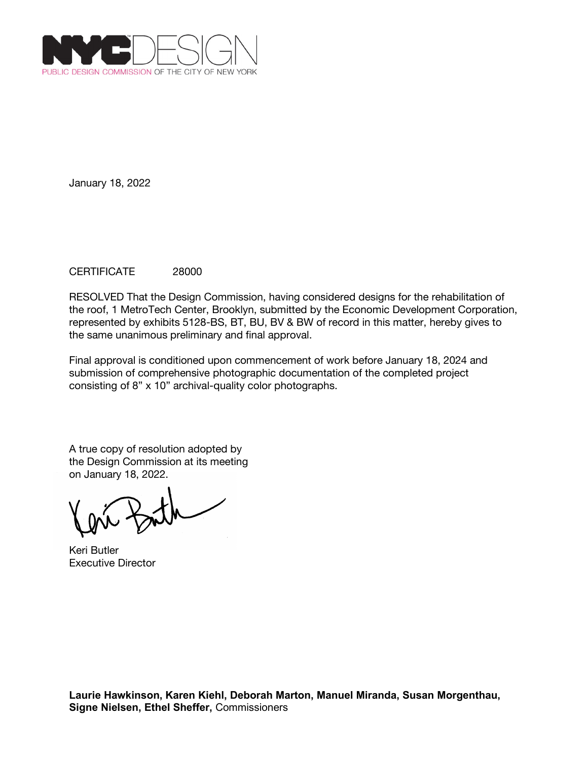NYCDESIGN
PUBLIC DESIGN COMMISSION OF THE CITY OF NEW YORK

January 18, 2022

CERTIFICATE 28000

RESOLVED That the Design Commission, having considered designs for the rehabilitation of the roof, 1 MetroTech Center, Brooklyn, submitted by the Economic Development Corporation, represented by exhibits 5128-BS, BT, BU, BV & BW of record in this matter, hereby gives to the same unanimous preliminary and final approval.

Final approval is conditioned upon commencement of work before January 18, 2024 and submission of comprehensive photographic documentation of the completed project consisting of 8" x 10" archival-quality color photographs.

A true copy of resolution adopted by the Design Commission at its meeting on January 18, 2022.

Keri Butler
Executive Director

**Laurie Hawkinson, Karen Kiehl, Deborah Marton, Manuel Miranda, Susan Morgenthau, Signe Nielsen, Ethel Sheffer,** Commissioners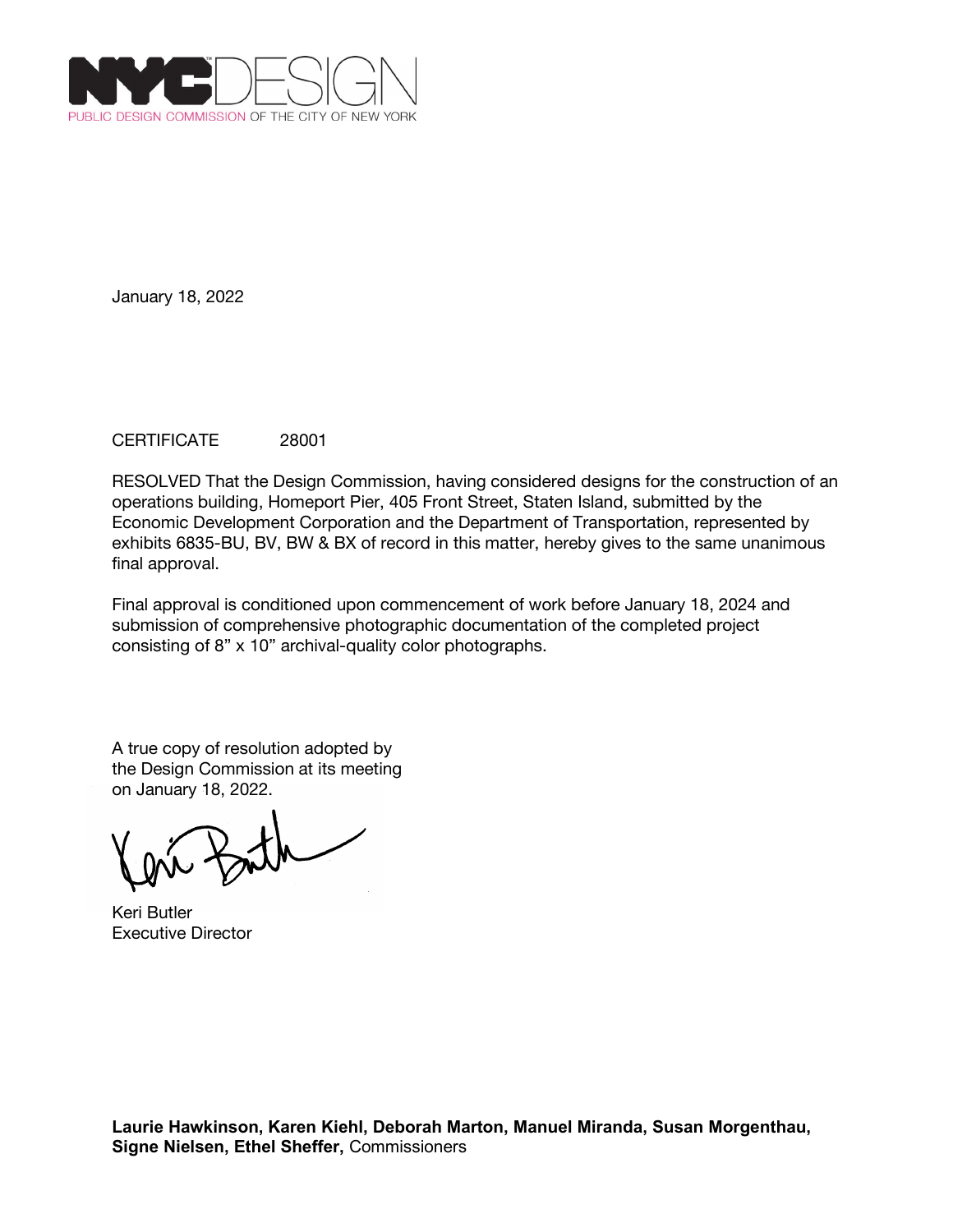NYCDESIGN
PUBLIC DESIGN COMMISSION OF THE CITY OF NEW YORK

January 18, 2022

CERTIFICATE 28001

RESOLVED That the Design Commission, having considered designs for the construction of an operations building, Homeport Pier, 405 Front Street, Staten Island, submitted by the Economic Development Corporation and the Department of Transportation, represented by exhibits 6835-BU, BV, BW & BX of record in this matter, hereby gives to the same unanimous final approval.

Final approval is conditioned upon commencement of work before January 18, 2024 and submission of comprehensive photographic documentation of the completed project consisting of 8” x 10” archival-quality color photographs.

A true copy of resolution adopted by the Design Commission at its meeting on January 18, 2022.

Keri Butler
Executive Director

**Laurie Hawkinson, Karen Kiehl, Deborah Marton, Manuel Miranda, Susan Morgenthau, Signe Nielsen, Ethel Sheffer,** Commissioners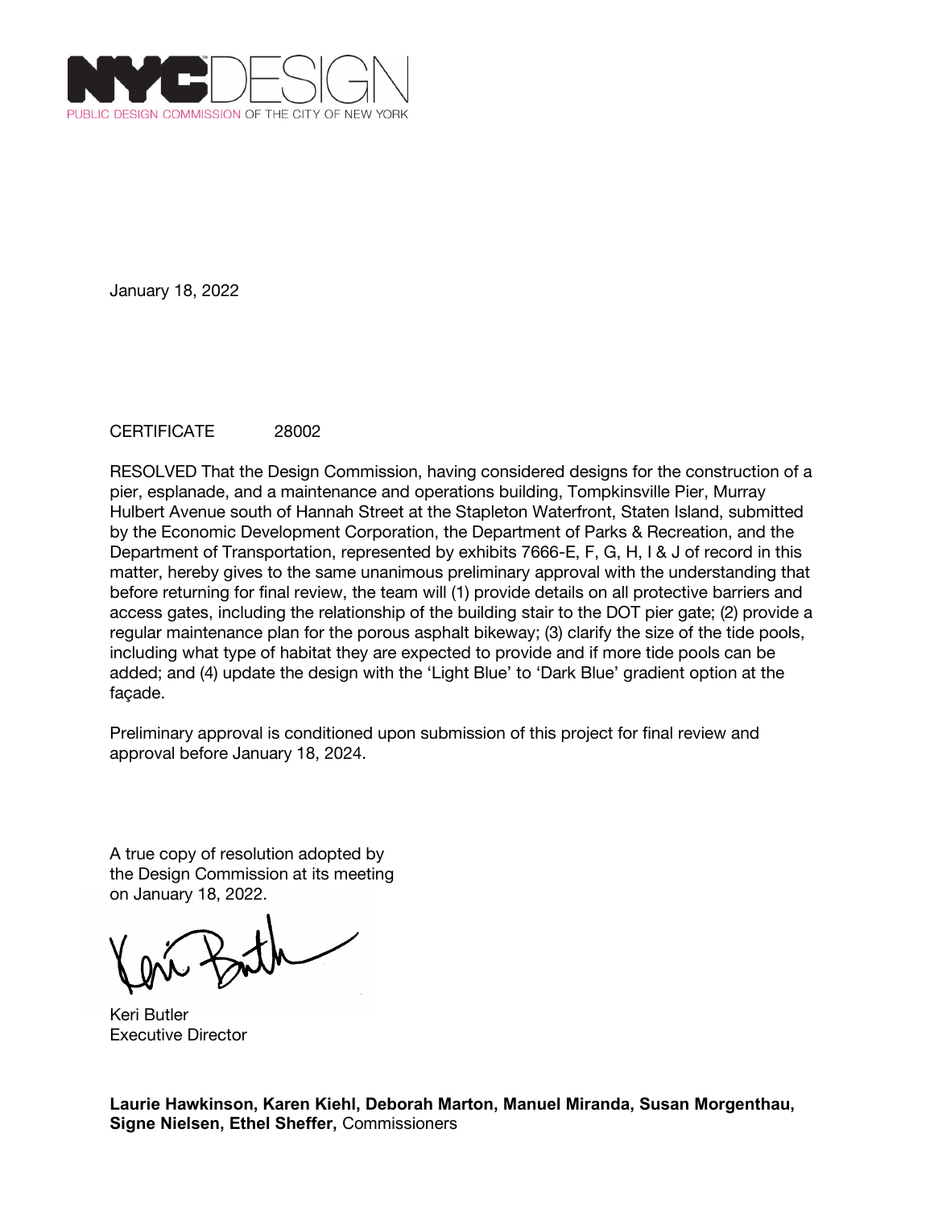NYCDESIGN
PUBLIC DESIGN COMMISSION OF THE CITY OF NEW YORK

January 18, 2022

CERTIFICATE 28002

RESOLVED That the Design Commission, having considered designs for the construction of a pier, esplanade, and a maintenance and operations building, Tompkinsville Pier, Murray Hulbert Avenue south of Hannah Street at the Stapleton Waterfront, Staten Island, submitted by the Economic Development Corporation, the Department of Parks & Recreation, and the Department of Transportation, represented by exhibits 7666-E, F, G, H, I & J of record in this matter, hereby gives to the same unanimous preliminary approval with the understanding that before returning for final review, the team will (1) provide details on all protective barriers and access gates, including the relationship of the building stair to the DOT pier gate; (2) provide a regular maintenance plan for the porous asphalt bikeway; (3) clarify the size of the tide pools, including what type of habitat they are expected to provide and if more tide pools can be added; and (4) update the design with the 'Light Blue' to 'Dark Blue' gradient option at the façade.

Preliminary approval is conditioned upon submission of this project for final review and approval before January 18, 2024.

A true copy of resolution adopted by the Design Commission at its meeting on January 18, 2022.

Keri Butler
Executive Director

**Laurie Hawkinson, Karen Kiehl, Deborah Marton, Manuel Miranda, Susan Morgenthau, Signe Nielsen, Ethel Sheffer,** Commissioners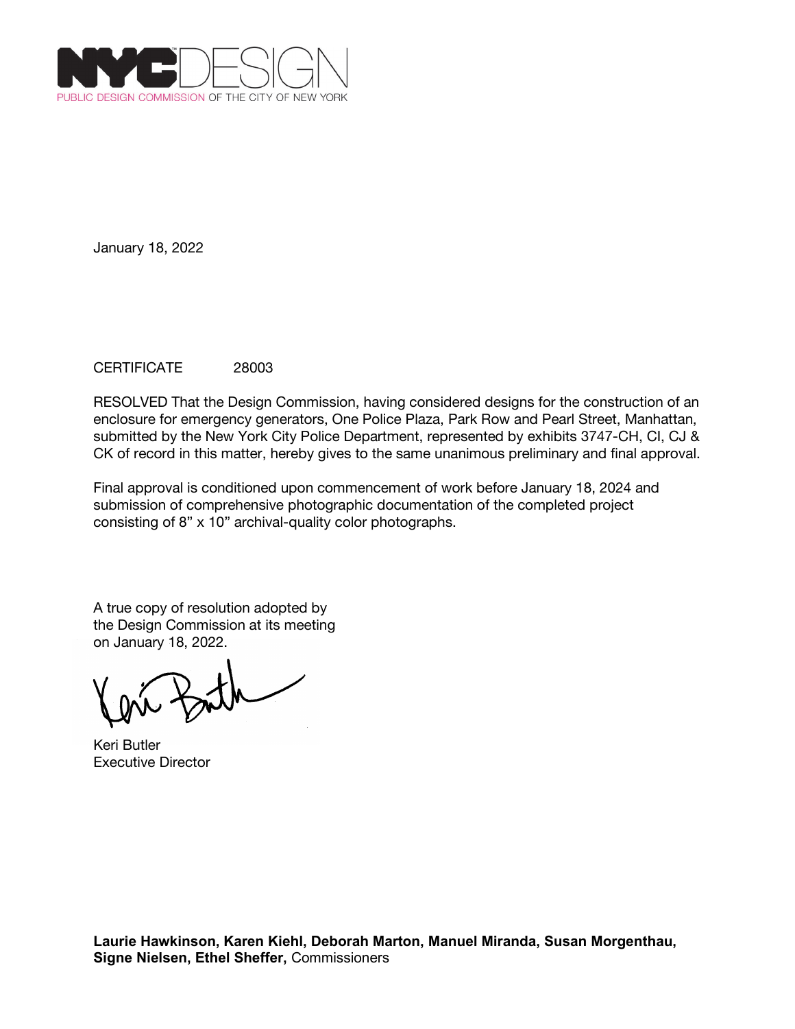NYCDESIGN
PUBLIC DESIGN COMMISSION OF THE CITY OF NEW YORK

January 18, 2022

CERTIFICATE 28003

RESOLVED That the Design Commission, having considered designs for the construction of an enclosure for emergency generators, One Police Plaza, Park Row and Pearl Street, Manhattan, submitted by the New York City Police Department, represented by exhibits 3747-CH, CI, CJ & CK of record in this matter, hereby gives to the same unanimous preliminary and final approval.

Final approval is conditioned upon commencement of work before January 18, 2024 and submission of comprehensive photographic documentation of the completed project consisting of 8" x 10" archival-quality color photographs.

A true copy of resolution adopted by
the Design Commission at its meeting
on January 18, 2022.

Keri Butler
Executive Director

**Laurie Hawkinson, Karen Kiehl, Deborah Marton, Manuel Miranda, Susan Morgenthau, Signe Nielsen, Ethel Sheffer,** Commissioners